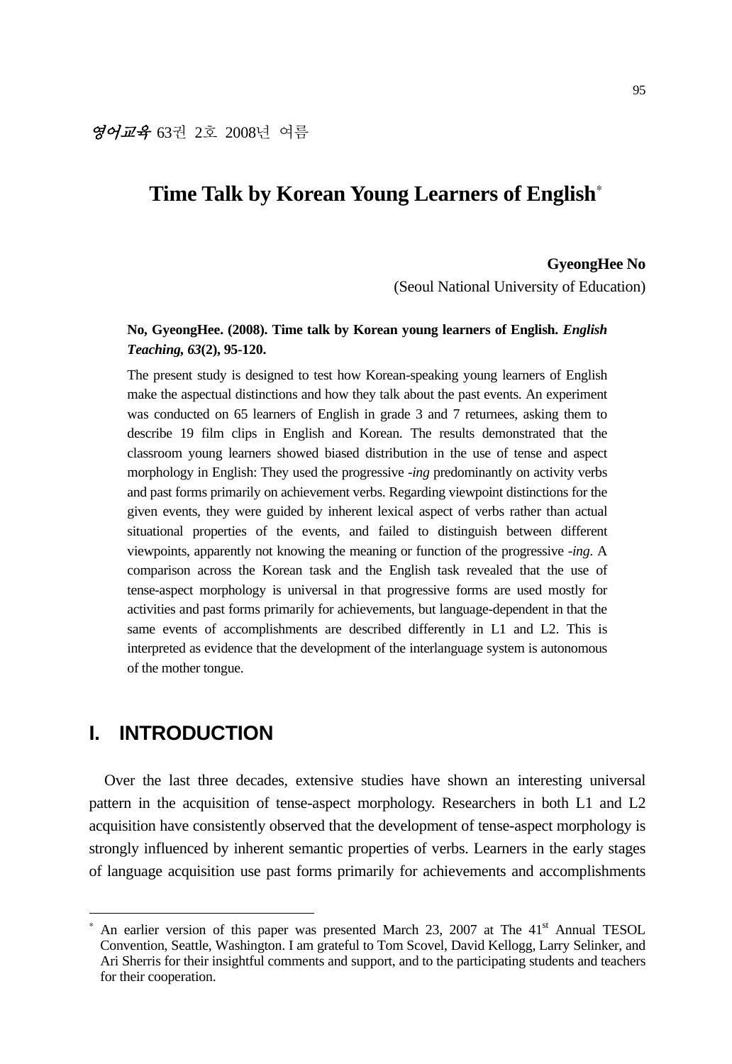영어교육 63권 2호 2008년 여름

# Time Talk by Korean Young Learners of English*

**GyeongHee No**
(Seoul National University of Education)

**No, GyeongHee. (2008). Time talk by Korean young learners of English. *English Teaching, 63*(2), 95-120.**

The present study is designed to test how Korean-speaking young learners of English make the aspectual distinctions and how they talk about the past events. An experiment was conducted on 65 learners of English in grade 3 and 7 returnees, asking them to describe 19 film clips in English and Korean. The results demonstrated that the classroom young learners showed biased distribution in the use of tense and aspect morphology in English: They used the progressive *-ing* predominantly on activity verbs and past forms primarily on achievement verbs. Regarding viewpoint distinctions for the given events, they were guided by inherent lexical aspect of verbs rather than actual situational properties of the events, and failed to distinguish between different viewpoints, apparently not knowing the meaning or function of the progressive *-ing*. A comparison across the Korean task and the English task revealed that the use of tense-aspect morphology is universal in that progressive forms are used mostly for activities and past forms primarily for achievements, but language-dependent in that the same events of accomplishments are described differently in L1 and L2. This is interpreted as evidence that the development of the interlanguage system is autonomous of the mother tongue.

## I. INTRODUCTION

Over the last three decades, extensive studies have shown an interesting universal pattern in the acquisition of tense-aspect morphology. Researchers in both L1 and L2 acquisition have consistently observed that the development of tense-aspect morphology is strongly influenced by inherent semantic properties of verbs. Learners in the early stages of language acquisition use past forms primarily for achievements and accomplishments

---

* An earlier version of this paper was presented March 23, 2007 at The 41st Annual TESOL Convention, Seattle, Washington. I am grateful to Tom Scovel, David Kellogg, Larry Selinker, and Ari Sherris for their insightful comments and support, and to the participating students and teachers for their cooperation.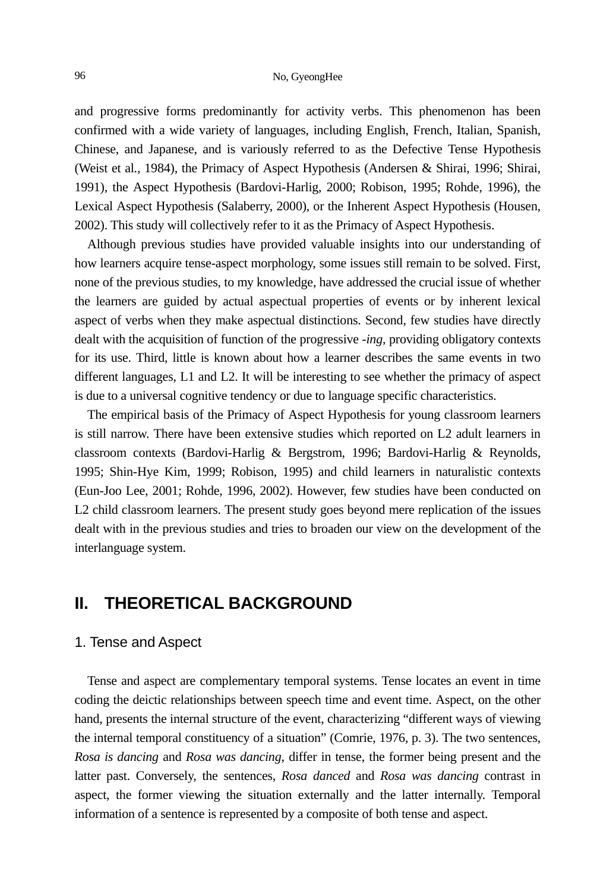and progressive forms predominantly for activity verbs. This phenomenon has been confirmed with a wide variety of languages, including English, French, Italian, Spanish, Chinese, and Japanese, and is variously referred to as the Defective Tense Hypothesis (Weist et al., 1984), the Primacy of Aspect Hypothesis (Andersen & Shirai, 1996; Shirai, 1991), the Aspect Hypothesis (Bardovi-Harlig, 2000; Robison, 1995; Rohde, 1996), the Lexical Aspect Hypothesis (Salaberry, 2000), or the Inherent Aspect Hypothesis (Housen, 2002). This study will collectively refer to it as the Primacy of Aspect Hypothesis.

Although previous studies have provided valuable insights into our understanding of how learners acquire tense-aspect morphology, some issues still remain to be solved. First, none of the previous studies, to my knowledge, have addressed the crucial issue of whether the learners are guided by actual aspectual properties of events or by inherent lexical aspect of verbs when they make aspectual distinctions. Second, few studies have directly dealt with the acquisition of function of the progressive *-ing*, providing obligatory contexts for its use. Third, little is known about how a learner describes the same events in two different languages, L1 and L2. It will be interesting to see whether the primacy of aspect is due to a universal cognitive tendency or due to language specific characteristics.

The empirical basis of the Primacy of Aspect Hypothesis for young classroom learners is still narrow. There have been extensive studies which reported on L2 adult learners in classroom contexts (Bardovi-Harlig & Bergstrom, 1996; Bardovi-Harlig & Reynolds, 1995; Shin-Hye Kim, 1999; Robison, 1995) and child learners in naturalistic contexts (Eun-Joo Lee, 2001; Rohde, 1996, 2002). However, few studies have been conducted on L2 child classroom learners. The present study goes beyond mere replication of the issues dealt with in the previous studies and tries to broaden our view on the development of the interlanguage system.

## II. THEORETICAL BACKGROUND

### 1. Tense and Aspect

Tense and aspect are complementary temporal systems. Tense locates an event in time coding the deictic relationships between speech time and event time. Aspect, on the other hand, presents the internal structure of the event, characterizing "different ways of viewing the internal temporal constituency of a situation" (Comrie, 1976, p. 3). The two sentences, *Rosa is dancing* and *Rosa was dancing*, differ in tense, the former being present and the latter past. Conversely, the sentences, *Rosa danced* and *Rosa was dancing* contrast in aspect, the former viewing the situation externally and the latter internally. Temporal information of a sentence is represented by a composite of both tense and aspect.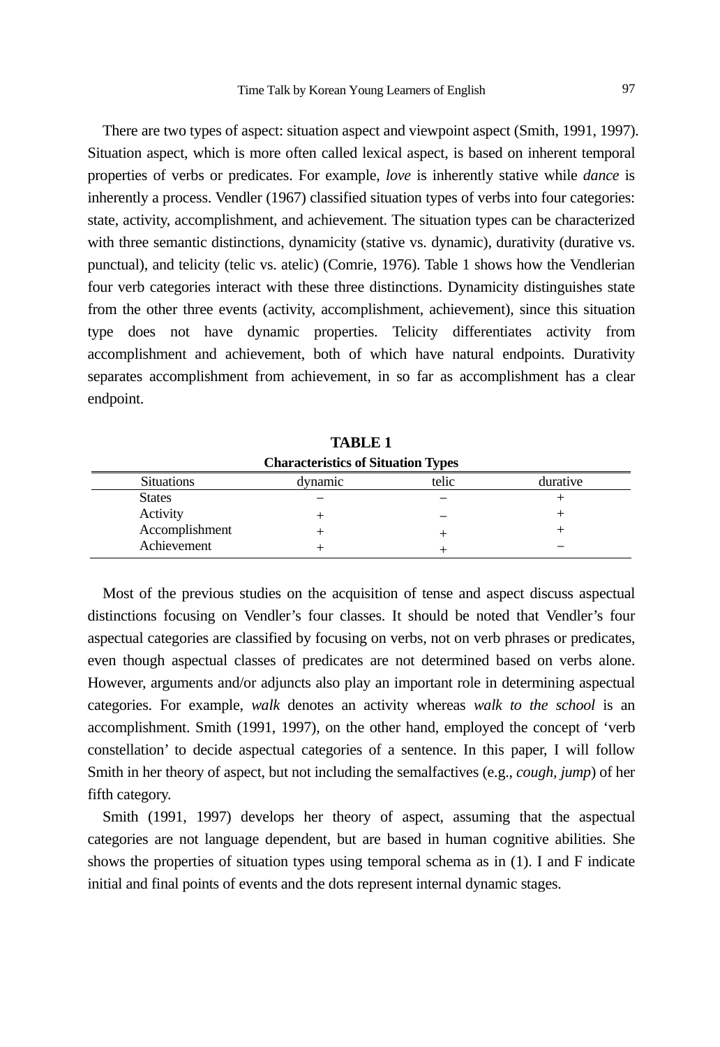There are two types of aspect: situation aspect and viewpoint aspect (Smith, 1991, 1997). Situation aspect, which is more often called lexical aspect, is based on inherent temporal properties of verbs or predicates. For example, *love* is inherently stative while *dance* is inherently a process. Vendler (1967) classified situation types of verbs into four categories: state, activity, accomplishment, and achievement. The situation types can be characterized with three semantic distinctions, dynamicity (stative vs. dynamic), durativity (durative vs. punctual), and telicity (telic vs. atelic) (Comrie, 1976). Table 1 shows how the Vendlerian four verb categories interact with these three distinctions. Dynamicity distinguishes state from the other three events (activity, accomplishment, achievement), since this situation type does not have dynamic properties. Telicity differentiates activity from accomplishment and achievement, both of which have natural endpoints. Durativity separates accomplishment from achievement, in so far as accomplishment has a clear endpoint.

**TABLE 1**
**Characteristics of Situation Types**

| Situations | dynamic | telic | durative |
|---|---|---|---|
| States | – | – | + |
| Activity | + | – | + |
| Accomplishment | + | + | + |
| Achievement | + | + | – |

Most of the previous studies on the acquisition of tense and aspect discuss aspectual distinctions focusing on Vendler's four classes. It should be noted that Vendler's four aspectual categories are classified by focusing on verbs, not on verb phrases or predicates, even though aspectual classes of predicates are not determined based on verbs alone. However, arguments and/or adjuncts also play an important role in determining aspectual categories. For example, *walk* denotes an activity whereas *walk to the school* is an accomplishment. Smith (1991, 1997), on the other hand, employed the concept of 'verb constellation' to decide aspectual categories of a sentence. In this paper, I will follow Smith in her theory of aspect, but not including the semalfactives (e.g., *cough, jump*) of her fifth category.

Smith (1991, 1997) develops her theory of aspect, assuming that the aspectual categories are not language dependent, but are based in human cognitive abilities. She shows the properties of situation types using temporal schema as in (1). I and F indicate initial and final points of events and the dots represent internal dynamic stages.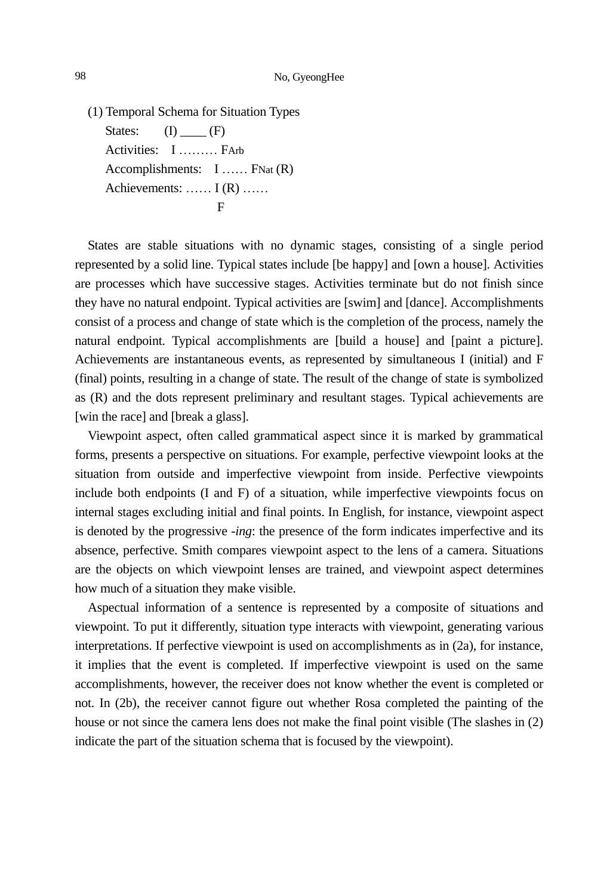(1) Temporal Schema for Situation Types

States: (I) ____ (F)

Activities: I ……… $F_{Arb}$

Accomplishments: I …… $F_{Nat}$ (R)

Achievements: …… I (R) ……
F

States are stable situations with no dynamic stages, consisting of a single period represented by a solid line. Typical states include [be happy] and [own a house]. Activities are processes which have successive stages. Activities terminate but do not finish since they have no natural endpoint. Typical activities are [swim] and [dance]. Accomplishments consist of a process and change of state which is the completion of the process, namely the natural endpoint. Typical accomplishments are [build a house] and [paint a picture]. Achievements are instantaneous events, as represented by simultaneous I (initial) and F (final) points, resulting in a change of state. The result of the change of state is symbolized as (R) and the dots represent preliminary and resultant stages. Typical achievements are [win the race] and [break a glass].

Viewpoint aspect, often called grammatical aspect since it is marked by grammatical forms, presents a perspective on situations. For example, perfective viewpoint looks at the situation from outside and imperfective viewpoint from inside. Perfective viewpoints include both endpoints (I and F) of a situation, while imperfective viewpoints focus on internal stages excluding initial and final points. In English, for instance, viewpoint aspect is denoted by the progressive *-ing*: the presence of the form indicates imperfective and its absence, perfective. Smith compares viewpoint aspect to the lens of a camera. Situations are the objects on which viewpoint lenses are trained, and viewpoint aspect determines how much of a situation they make visible.

Aspectual information of a sentence is represented by a composite of situations and viewpoint. To put it differently, situation type interacts with viewpoint, generating various interpretations. If perfective viewpoint is used on accomplishments as in (2a), for instance, it implies that the event is completed. If imperfective viewpoint is used on the same accomplishments, however, the receiver does not know whether the event is completed or not. In (2b), the receiver cannot figure out whether Rosa completed the painting of the house or not since the camera lens does not make the final point visible (The slashes in (2) indicate the part of the situation schema that is focused by the viewpoint).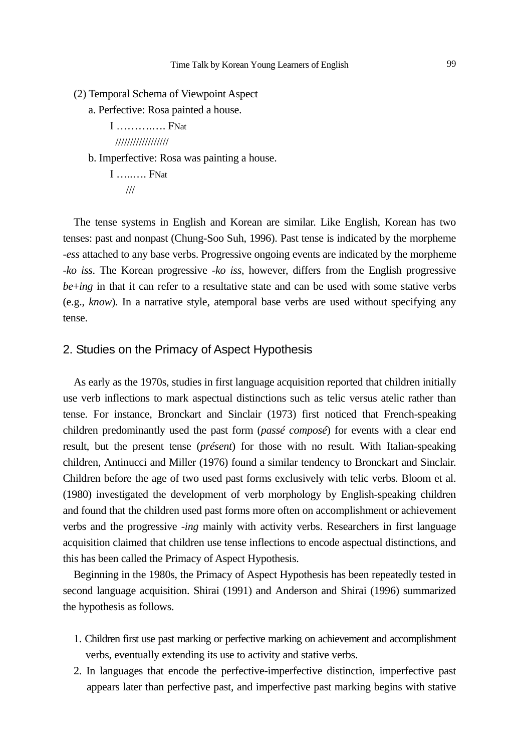(2) Temporal Schema of Viewpoint Aspect

a. Perfective: Rosa painted a house.

```
I ………..…. FNat
  /////////////////
```

b. Imperfective: Rosa was painting a house.

```
I …..…. FNat
    ///
```

The tense systems in English and Korean are similar. Like English, Korean has two tenses: past and nonpast (Chung-Soo Suh, 1996). Past tense is indicated by the morpheme *-ess* attached to any base verbs. Progressive ongoing events are indicated by the morpheme *-ko iss*. The Korean progressive *-ko iss*, however, differs from the English progressive *be*+*ing* in that it can refer to a resultative state and can be used with some stative verbs (e.g., *know*). In a narrative style, atemporal base verbs are used without specifying any tense.

## 2. Studies on the Primacy of Aspect Hypothesis

As early as the 1970s, studies in first language acquisition reported that children initially use verb inflections to mark aspectual distinctions such as telic versus atelic rather than tense. For instance, Bronckart and Sinclair (1973) first noticed that French-speaking children predominantly used the past form (*passé composé*) for events with a clear end result, but the present tense (*présent*) for those with no result. With Italian-speaking children, Antinucci and Miller (1976) found a similar tendency to Bronckart and Sinclair. Children before the age of two used past forms exclusively with telic verbs. Bloom et al. (1980) investigated the development of verb morphology by English-speaking children and found that the children used past forms more often on accomplishment or achievement verbs and the progressive *-ing* mainly with activity verbs. Researchers in first language acquisition claimed that children use tense inflections to encode aspectual distinctions, and this has been called the Primacy of Aspect Hypothesis.

Beginning in the 1980s, the Primacy of Aspect Hypothesis has been repeatedly tested in second language acquisition. Shirai (1991) and Anderson and Shirai (1996) summarized the hypothesis as follows.

1. Children first use past marking or perfective marking on achievement and accomplishment verbs, eventually extending its use to activity and stative verbs.
2. In languages that encode the perfective-imperfective distinction, imperfective past appears later than perfective past, and imperfective past marking begins with stative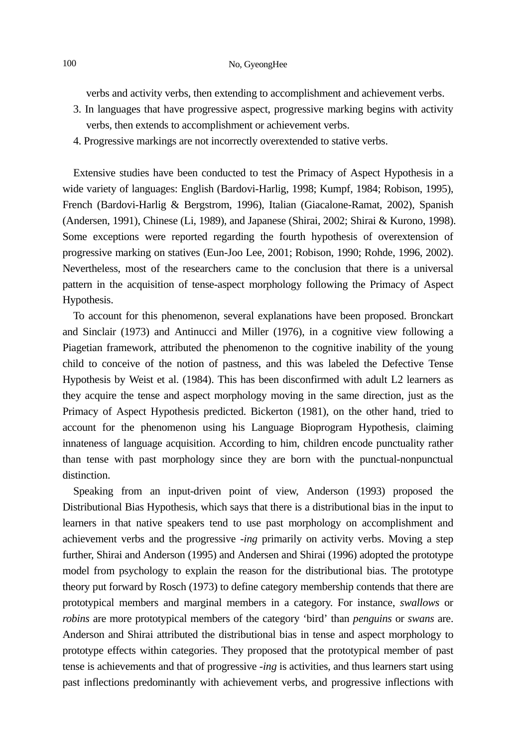verbs and activity verbs, then extending to accomplishment and achievement verbs.

3. In languages that have progressive aspect, progressive marking begins with activity verbs, then extends to accomplishment or achievement verbs.
4. Progressive markings are not incorrectly overextended to stative verbs.

Extensive studies have been conducted to test the Primacy of Aspect Hypothesis in a wide variety of languages: English (Bardovi-Harlig, 1998; Kumpf, 1984; Robison, 1995), French (Bardovi-Harlig & Bergstrom, 1996), Italian (Giacalone-Ramat, 2002), Spanish (Andersen, 1991), Chinese (Li, 1989), and Japanese (Shirai, 2002; Shirai & Kurono, 1998). Some exceptions were reported regarding the fourth hypothesis of overextension of progressive marking on statives (Eun-Joo Lee, 2001; Robison, 1990; Rohde, 1996, 2002). Nevertheless, most of the researchers came to the conclusion that there is a universal pattern in the acquisition of tense-aspect morphology following the Primacy of Aspect Hypothesis.

To account for this phenomenon, several explanations have been proposed. Bronckart and Sinclair (1973) and Antinucci and Miller (1976), in a cognitive view following a Piagetian framework, attributed the phenomenon to the cognitive inability of the young child to conceive of the notion of pastness, and this was labeled the Defective Tense Hypothesis by Weist et al. (1984). This has been disconfirmed with adult L2 learners as they acquire the tense and aspect morphology moving in the same direction, just as the Primacy of Aspect Hypothesis predicted. Bickerton (1981), on the other hand, tried to account for the phenomenon using his Language Bioprogram Hypothesis, claiming innateness of language acquisition. According to him, children encode punctuality rather than tense with past morphology since they are born with the punctual-nonpunctual distinction.

Speaking from an input-driven point of view, Anderson (1993) proposed the Distributional Bias Hypothesis, which says that there is a distributional bias in the input to learners in that native speakers tend to use past morphology on accomplishment and achievement verbs and the progressive *-ing* primarily on activity verbs. Moving a step further, Shirai and Anderson (1995) and Andersen and Shirai (1996) adopted the prototype model from psychology to explain the reason for the distributional bias. The prototype theory put forward by Rosch (1973) to define category membership contends that there are prototypical members and marginal members in a category. For instance, *swallows* or *robins* are more prototypical members of the category 'bird' than *penguins* or *swans* are. Anderson and Shirai attributed the distributional bias in tense and aspect morphology to prototype effects within categories. They proposed that the prototypical member of past tense is achievements and that of progressive *-ing* is activities, and thus learners start using past inflections predominantly with achievement verbs, and progressive inflections with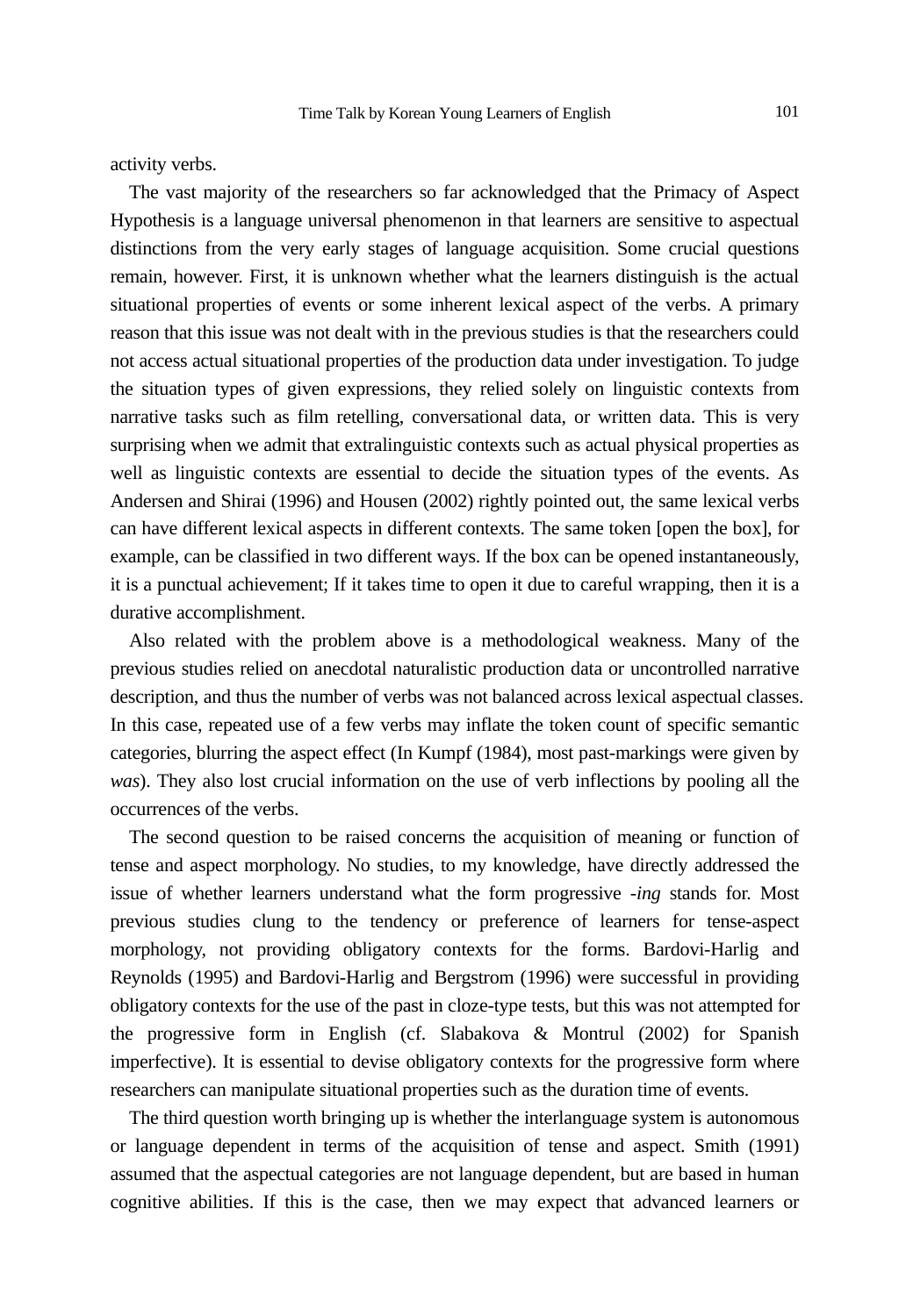activity verbs.

The vast majority of the researchers so far acknowledged that the Primacy of Aspect Hypothesis is a language universal phenomenon in that learners are sensitive to aspectual distinctions from the very early stages of language acquisition. Some crucial questions remain, however. First, it is unknown whether what the learners distinguish is the actual situational properties of events or some inherent lexical aspect of the verbs. A primary reason that this issue was not dealt with in the previous studies is that the researchers could not access actual situational properties of the production data under investigation. To judge the situation types of given expressions, they relied solely on linguistic contexts from narrative tasks such as film retelling, conversational data, or written data. This is very surprising when we admit that extralinguistic contexts such as actual physical properties as well as linguistic contexts are essential to decide the situation types of the events. As Andersen and Shirai (1996) and Housen (2002) rightly pointed out, the same lexical verbs can have different lexical aspects in different contexts. The same token [open the box], for example, can be classified in two different ways. If the box can be opened instantaneously, it is a punctual achievement; If it takes time to open it due to careful wrapping, then it is a durative accomplishment.

Also related with the problem above is a methodological weakness. Many of the previous studies relied on anecdotal naturalistic production data or uncontrolled narrative description, and thus the number of verbs was not balanced across lexical aspectual classes. In this case, repeated use of a few verbs may inflate the token count of specific semantic categories, blurring the aspect effect (In Kumpf (1984), most past-markings were given by *was*). They also lost crucial information on the use of verb inflections by pooling all the occurrences of the verbs.

The second question to be raised concerns the acquisition of meaning or function of tense and aspect morphology. No studies, to my knowledge, have directly addressed the issue of whether learners understand what the form progressive *-ing* stands for. Most previous studies clung to the tendency or preference of learners for tense-aspect morphology, not providing obligatory contexts for the forms. Bardovi-Harlig and Reynolds (1995) and Bardovi-Harlig and Bergstrom (1996) were successful in providing obligatory contexts for the use of the past in cloze-type tests, but this was not attempted for the progressive form in English (cf. Slabakova & Montrul (2002) for Spanish imperfective). It is essential to devise obligatory contexts for the progressive form where researchers can manipulate situational properties such as the duration time of events.

The third question worth bringing up is whether the interlanguage system is autonomous or language dependent in terms of the acquisition of tense and aspect. Smith (1991) assumed that the aspectual categories are not language dependent, but are based in human cognitive abilities. If this is the case, then we may expect that advanced learners or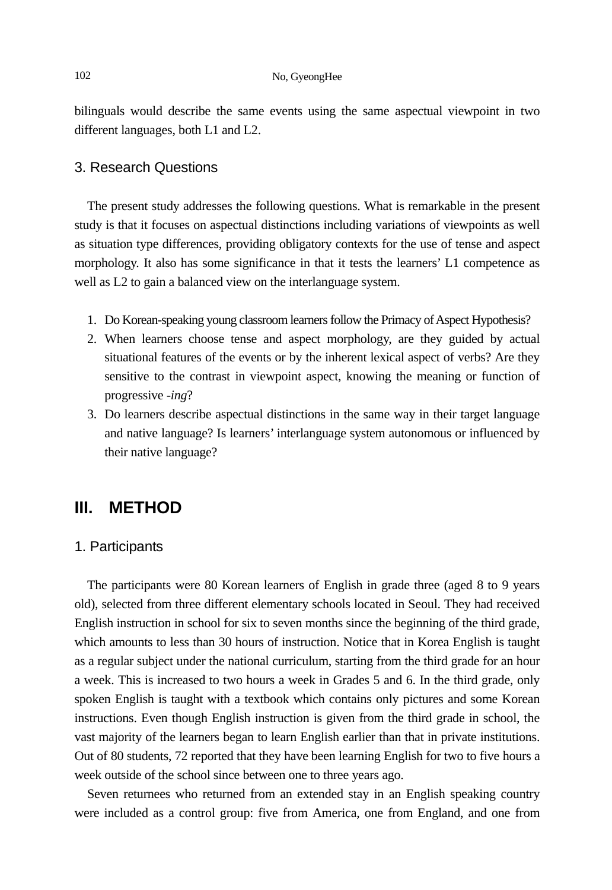bilinguals would describe the same events using the same aspectual viewpoint in two different languages, both L1 and L2.

### 3. Research Questions

The present study addresses the following questions. What is remarkable in the present study is that it focuses on aspectual distinctions including variations of viewpoints as well as situation type differences, providing obligatory contexts for the use of tense and aspect morphology. It also has some significance in that it tests the learners' L1 competence as well as L2 to gain a balanced view on the interlanguage system.

1. Do Korean-speaking young classroom learners follow the Primacy of Aspect Hypothesis?
2. When learners choose tense and aspect morphology, are they guided by actual situational features of the events or by the inherent lexical aspect of verbs? Are they sensitive to the contrast in viewpoint aspect, knowing the meaning or function of progressive *-ing*?
3. Do learners describe aspectual distinctions in the same way in their target language and native language? Is learners' interlanguage system autonomous or influenced by their native language?

## III. METHOD

### 1. Participants

The participants were 80 Korean learners of English in grade three (aged 8 to 9 years old), selected from three different elementary schools located in Seoul. They had received English instruction in school for six to seven months since the beginning of the third grade, which amounts to less than 30 hours of instruction. Notice that in Korea English is taught as a regular subject under the national curriculum, starting from the third grade for an hour a week. This is increased to two hours a week in Grades 5 and 6. In the third grade, only spoken English is taught with a textbook which contains only pictures and some Korean instructions. Even though English instruction is given from the third grade in school, the vast majority of the learners began to learn English earlier than that in private institutions. Out of 80 students, 72 reported that they have been learning English for two to five hours a week outside of the school since between one to three years ago.

Seven returnees who returned from an extended stay in an English speaking country were included as a control group: five from America, one from England, and one from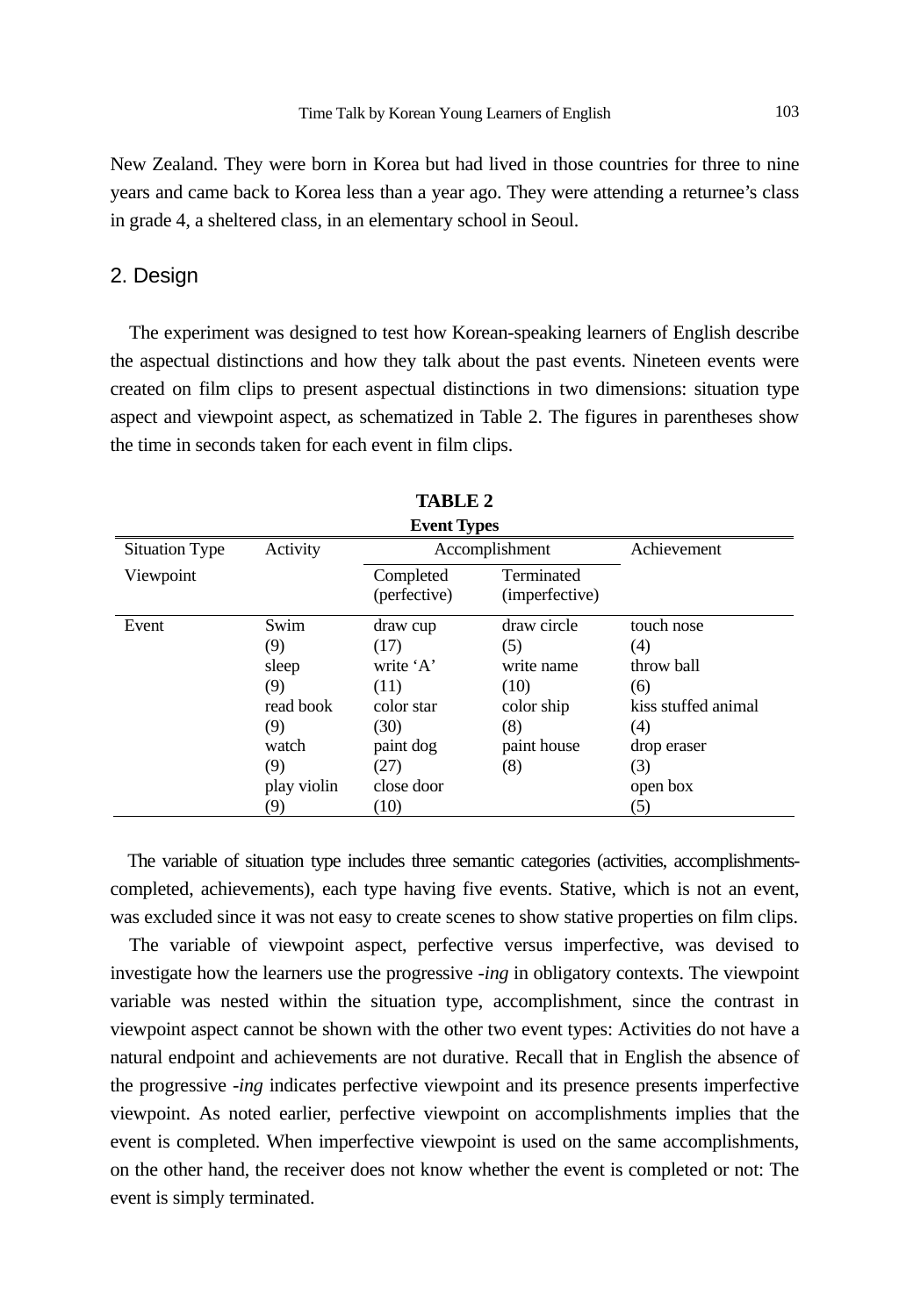New Zealand. They were born in Korea but had lived in those countries for three to nine years and came back to Korea less than a year ago. They were attending a returnee's class in grade 4, a sheltered class, in an elementary school in Seoul.

## 2. Design

The experiment was designed to test how Korean-speaking learners of English describe the aspectual distinctions and how they talk about the past events. Nineteen events were created on film clips to present aspectual distinctions in two dimensions: situation type aspect and viewpoint aspect, as schematized in Table 2. The figures in parentheses show the time in seconds taken for each event in film clips.

**TABLE 2**
**Event Types**

| Situation Type | Activity | Accomplishment | | Achievement |
|---|---|---|---|---|
| Viewpoint | | Completed (perfective) | Terminated (imperfective) | |
| Event | Swim (9) | draw cup (17) | draw circle (5) | touch nose (4) |
| | sleep (9) | write 'A' (11) | write name (10) | throw ball (6) |
| | read book (9) | color star (30) | color ship (8) | kiss stuffed animal (4) |
| | watch (9) | paint dog (27) | paint house (8) | drop eraser (3) |
| | play violin (9) | close door (10) | | open box (5) |

The variable of situation type includes three semantic categories (activities, accomplishments-completed, achievements), each type having five events. Stative, which is not an event, was excluded since it was not easy to create scenes to show stative properties on film clips.

The variable of viewpoint aspect, perfective versus imperfective, was devised to investigate how the learners use the progressive *-ing* in obligatory contexts. The viewpoint variable was nested within the situation type, accomplishment, since the contrast in viewpoint aspect cannot be shown with the other two event types: Activities do not have a natural endpoint and achievements are not durative. Recall that in English the absence of the progressive *-ing* indicates perfective viewpoint and its presence presents imperfective viewpoint. As noted earlier, perfective viewpoint on accomplishments implies that the event is completed. When imperfective viewpoint is used on the same accomplishments, on the other hand, the receiver does not know whether the event is completed or not: The event is simply terminated.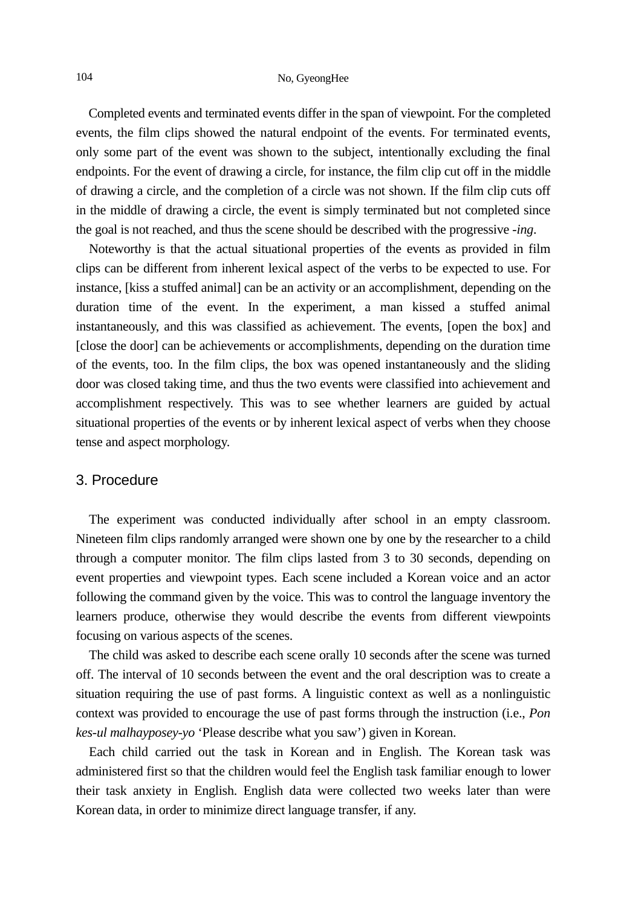Completed events and terminated events differ in the span of viewpoint. For the completed events, the film clips showed the natural endpoint of the events. For terminated events, only some part of the event was shown to the subject, intentionally excluding the final endpoints. For the event of drawing a circle, for instance, the film clip cut off in the middle of drawing a circle, and the completion of a circle was not shown. If the film clip cuts off in the middle of drawing a circle, the event is simply terminated but not completed since the goal is not reached, and thus the scene should be described with the progressive *-ing*.

Noteworthy is that the actual situational properties of the events as provided in film clips can be different from inherent lexical aspect of the verbs to be expected to use. For instance, [kiss a stuffed animal] can be an activity or an accomplishment, depending on the duration time of the event. In the experiment, a man kissed a stuffed animal instantaneously, and this was classified as achievement. The events, [open the box] and [close the door] can be achievements or accomplishments, depending on the duration time of the events, too. In the film clips, the box was opened instantaneously and the sliding door was closed taking time, and thus the two events were classified into achievement and accomplishment respectively. This was to see whether learners are guided by actual situational properties of the events or by inherent lexical aspect of verbs when they choose tense and aspect morphology.

## 3. Procedure

The experiment was conducted individually after school in an empty classroom. Nineteen film clips randomly arranged were shown one by one by the researcher to a child through a computer monitor. The film clips lasted from 3 to 30 seconds, depending on event properties and viewpoint types. Each scene included a Korean voice and an actor following the command given by the voice. This was to control the language inventory the learners produce, otherwise they would describe the events from different viewpoints focusing on various aspects of the scenes.

The child was asked to describe each scene orally 10 seconds after the scene was turned off. The interval of 10 seconds between the event and the oral description was to create a situation requiring the use of past forms. A linguistic context as well as a nonlinguistic context was provided to encourage the use of past forms through the instruction (i.e., *Pon kes-ul malhayposey-yo* 'Please describe what you saw') given in Korean.

Each child carried out the task in Korean and in English. The Korean task was administered first so that the children would feel the English task familiar enough to lower their task anxiety in English. English data were collected two weeks later than were Korean data, in order to minimize direct language transfer, if any.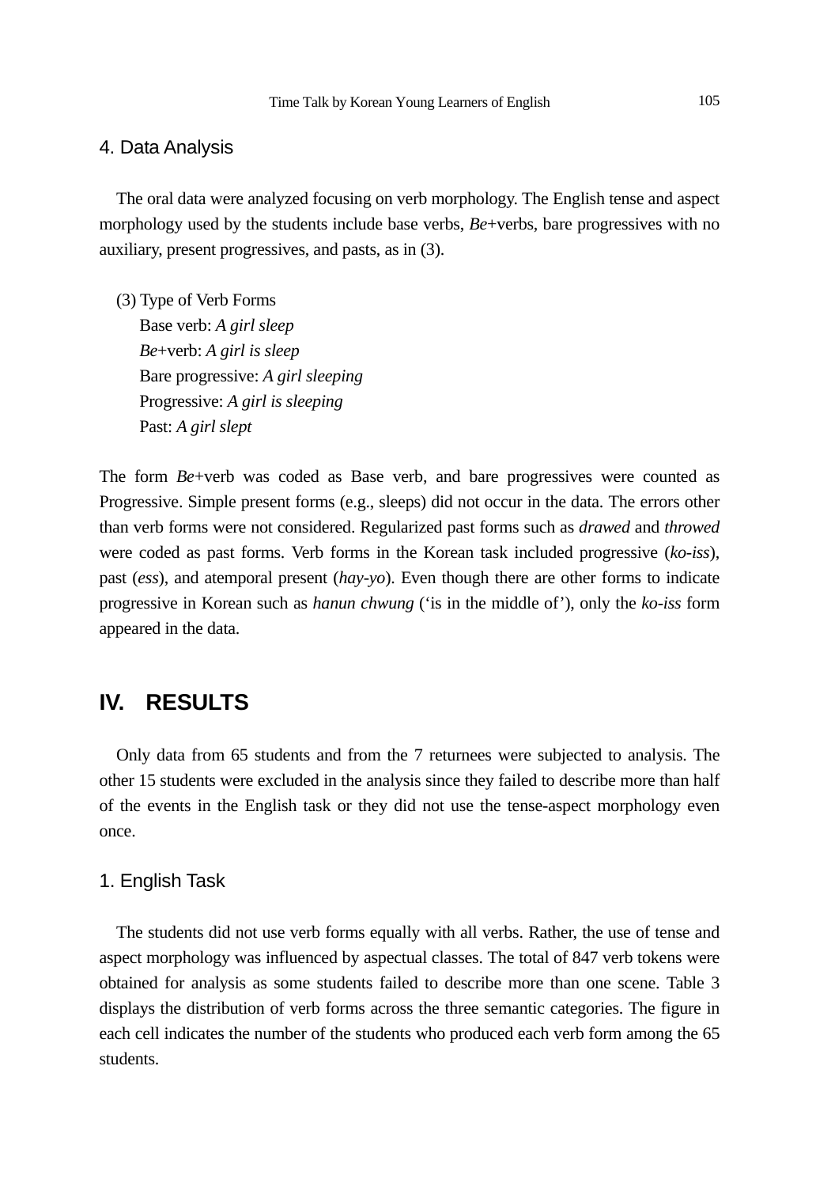### 4. Data Analysis

The oral data were analyzed focusing on verb morphology. The English tense and aspect morphology used by the students include base verbs, *Be*+verbs, bare progressives with no auxiliary, present progressives, and pasts, as in (3).

(3) Type of Verb Forms
  Base verb: *A girl sleep*
  *Be*+verb: *A girl is sleep*
  Bare progressive: *A girl sleeping*
  Progressive: *A girl is sleeping*
  Past: *A girl slept*

The form *Be*+verb was coded as Base verb, and bare progressives were counted as Progressive. Simple present forms (e.g., sleeps) did not occur in the data. The errors other than verb forms were not considered. Regularized past forms such as *drawed* and *throwed* were coded as past forms. Verb forms in the Korean task included progressive (*ko-iss*), past (*ess*), and atemporal present (*hay-yo*). Even though there are other forms to indicate progressive in Korean such as *hanun chwung* ('is in the middle of'), only the *ko-iss* form appeared in the data.

## IV. RESULTS

Only data from 65 students and from the 7 returnees were subjected to analysis. The other 15 students were excluded in the analysis since they failed to describe more than half of the events in the English task or they did not use the tense-aspect morphology even once.

### 1. English Task

The students did not use verb forms equally with all verbs. Rather, the use of tense and aspect morphology was influenced by aspectual classes. The total of 847 verb tokens were obtained for analysis as some students failed to describe more than one scene. Table 3 displays the distribution of verb forms across the three semantic categories. The figure in each cell indicates the number of the students who produced each verb form among the 65 students.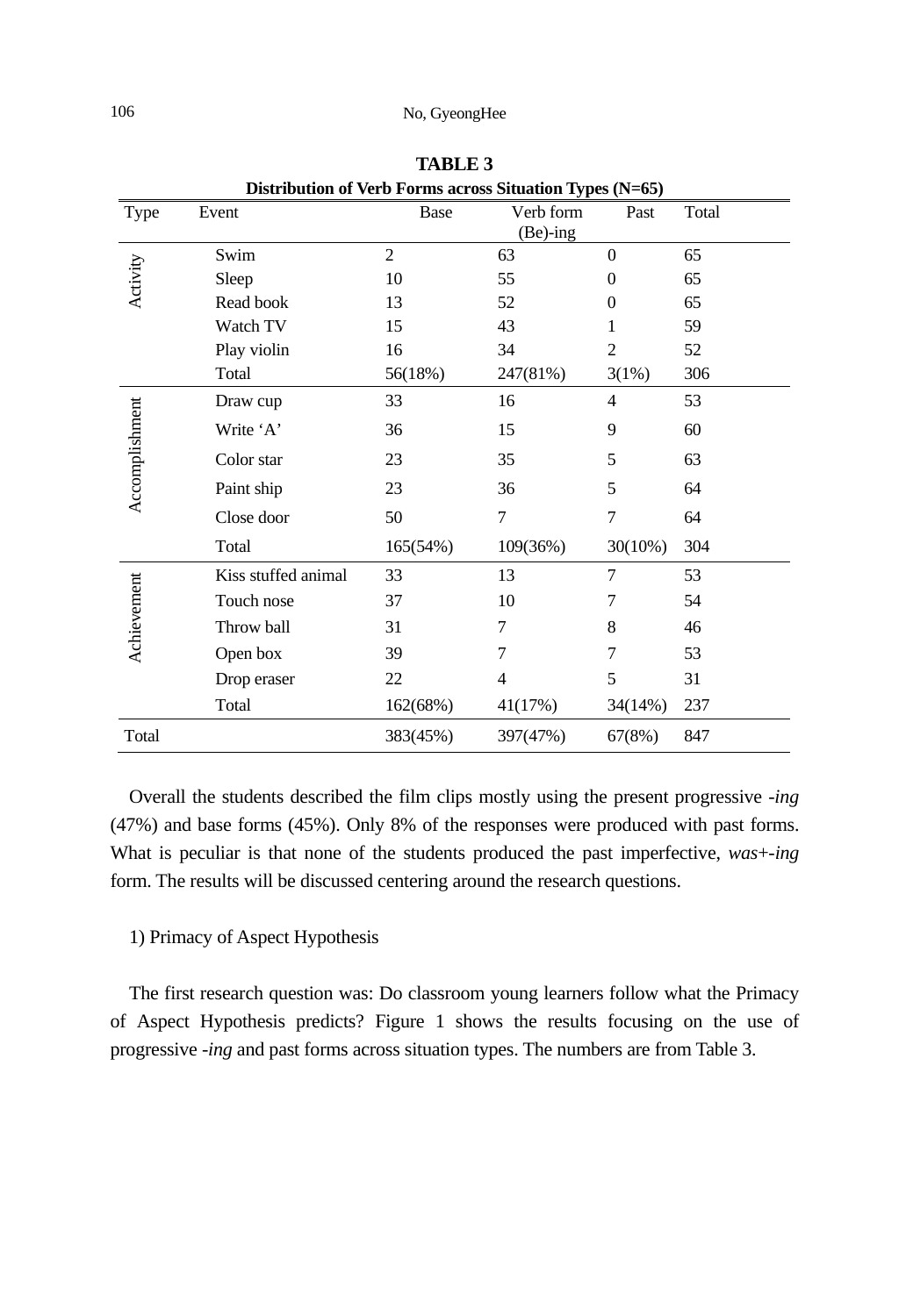**TABLE 3**
**Distribution of Verb Forms across Situation Types (N=65)**

| Type | Event | Base | Verb form (Be)-ing | Past | Total |
|---|---|---|---|---|---|
| Activity | Swim | 2 | 63 | 0 | 65 |
| | Sleep | 10 | 55 | 0 | 65 |
| | Read book | 13 | 52 | 0 | 65 |
| | Watch TV | 15 | 43 | 1 | 59 |
| | Play violin | 16 | 34 | 2 | 52 |
| | Total | 56(18%) | 247(81%) | 3(1%) | 306 |
| Accomplishment | Draw cup | 33 | 16 | 4 | 53 |
| | Write ‘A’ | 36 | 15 | 9 | 60 |
| | Color star | 23 | 35 | 5 | 63 |
| | Paint ship | 23 | 36 | 5 | 64 |
| | Close door | 50 | 7 | 7 | 64 |
| | Total | 165(54%) | 109(36%) | 30(10%) | 304 |
| Achievement | Kiss stuffed animal | 33 | 13 | 7 | 53 |
| | Touch nose | 37 | 10 | 7 | 54 |
| | Throw ball | 31 | 7 | 8 | 46 |
| | Open box | 39 | 7 | 7 | 53 |
| | Drop eraser | 22 | 4 | 5 | 31 |
| | Total | 162(68%) | 41(17%) | 34(14%) | 237 |
| Total | | 383(45%) | 397(47%) | 67(8%) | 847 |

Overall the students described the film clips mostly using the present progressive *-ing* (47%) and base forms (45%). Only 8% of the responses were produced with past forms. What is peculiar is that none of the students produced the past imperfective, *was*+*-ing* form. The results will be discussed centering around the research questions.

1) Primacy of Aspect Hypothesis

The first research question was: Do classroom young learners follow what the Primacy of Aspect Hypothesis predicts? Figure 1 shows the results focusing on the use of progressive *-ing* and past forms across situation types. The numbers are from Table 3.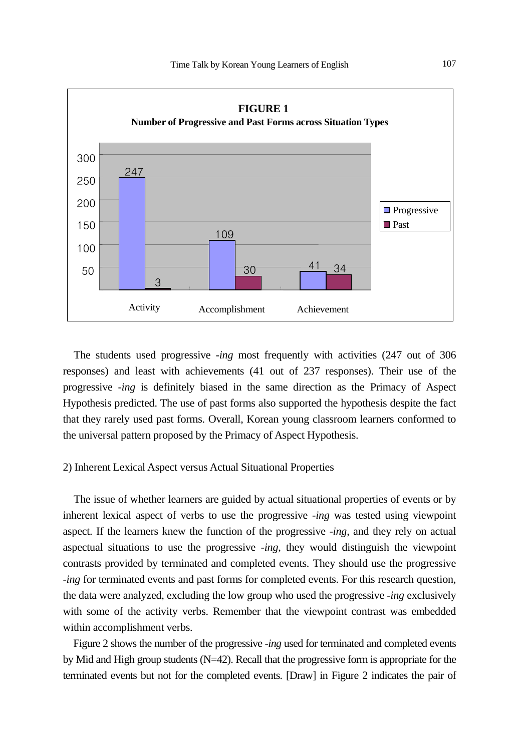**FIGURE 1**

**Number of Progressive and Past Forms across Situation Types**

| | Progressive | Past |
|---|---|---|
| Activity | 247 | 3 |
| Accomplishment | 109 | 30 |
| Achievement | 41 | 34 |

The students used progressive *-ing* most frequently with activities (247 out of 306 responses) and least with achievements (41 out of 237 responses). Their use of the progressive *-ing* is definitely biased in the same direction as the Primacy of Aspect Hypothesis predicted. The use of past forms also supported the hypothesis despite the fact that they rarely used past forms. Overall, Korean young classroom learners conformed to the universal pattern proposed by the Primacy of Aspect Hypothesis.

2) Inherent Lexical Aspect versus Actual Situational Properties

The issue of whether learners are guided by actual situational properties of events or by inherent lexical aspect of verbs to use the progressive *-ing* was tested using viewpoint aspect. If the learners knew the function of the progressive *-ing*, and they rely on actual aspectual situations to use the progressive *-ing*, they would distinguish the viewpoint contrasts provided by terminated and completed events. They should use the progressive *-ing* for terminated events and past forms for completed events. For this research question, the data were analyzed, excluding the low group who used the progressive *-ing* exclusively with some of the activity verbs. Remember that the viewpoint contrast was embedded within accomplishment verbs.

Figure 2 shows the number of the progressive *-ing* used for terminated and completed events by Mid and High group students (N=42). Recall that the progressive form is appropriate for the terminated events but not for the completed events. [Draw] in Figure 2 indicates the pair of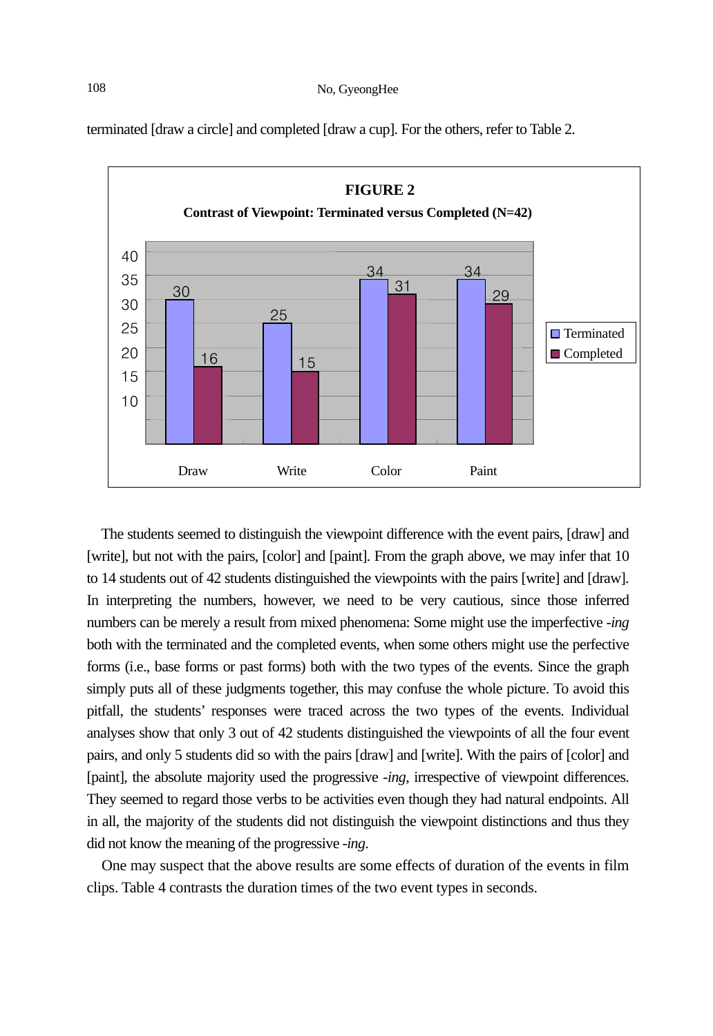terminated [draw a circle] and completed [draw a cup]. For the others, refer to Table 2.

**FIGURE 2**

**Contrast of Viewpoint: Terminated versus Completed (N=42)**

| | Draw | Write | Color | Paint |
|---|---|---|---|---|
| Terminated | 30 | 25 | 34 | 34 |
| Completed | 16 | 15 | 31 | 29 |

The students seemed to distinguish the viewpoint difference with the event pairs, [draw] and [write], but not with the pairs, [color] and [paint]. From the graph above, we may infer that 10 to 14 students out of 42 students distinguished the viewpoints with the pairs [write] and [draw]. In interpreting the numbers, however, we need to be very cautious, since those inferred numbers can be merely a result from mixed phenomena: Some might use the imperfective *-ing* both with the terminated and the completed events, when some others might use the perfective forms (i.e., base forms or past forms) both with the two types of the events. Since the graph simply puts all of these judgments together, this may confuse the whole picture. To avoid this pitfall, the students' responses were traced across the two types of the events. Individual analyses show that only 3 out of 42 students distinguished the viewpoints of all the four event pairs, and only 5 students did so with the pairs [draw] and [write]. With the pairs of [color] and [paint], the absolute majority used the progressive *-ing*, irrespective of viewpoint differences. They seemed to regard those verbs to be activities even though they had natural endpoints. All in all, the majority of the students did not distinguish the viewpoint distinctions and thus they did not know the meaning of the progressive *-ing*.

One may suspect that the above results are some effects of duration of the events in film clips. Table 4 contrasts the duration times of the two event types in seconds.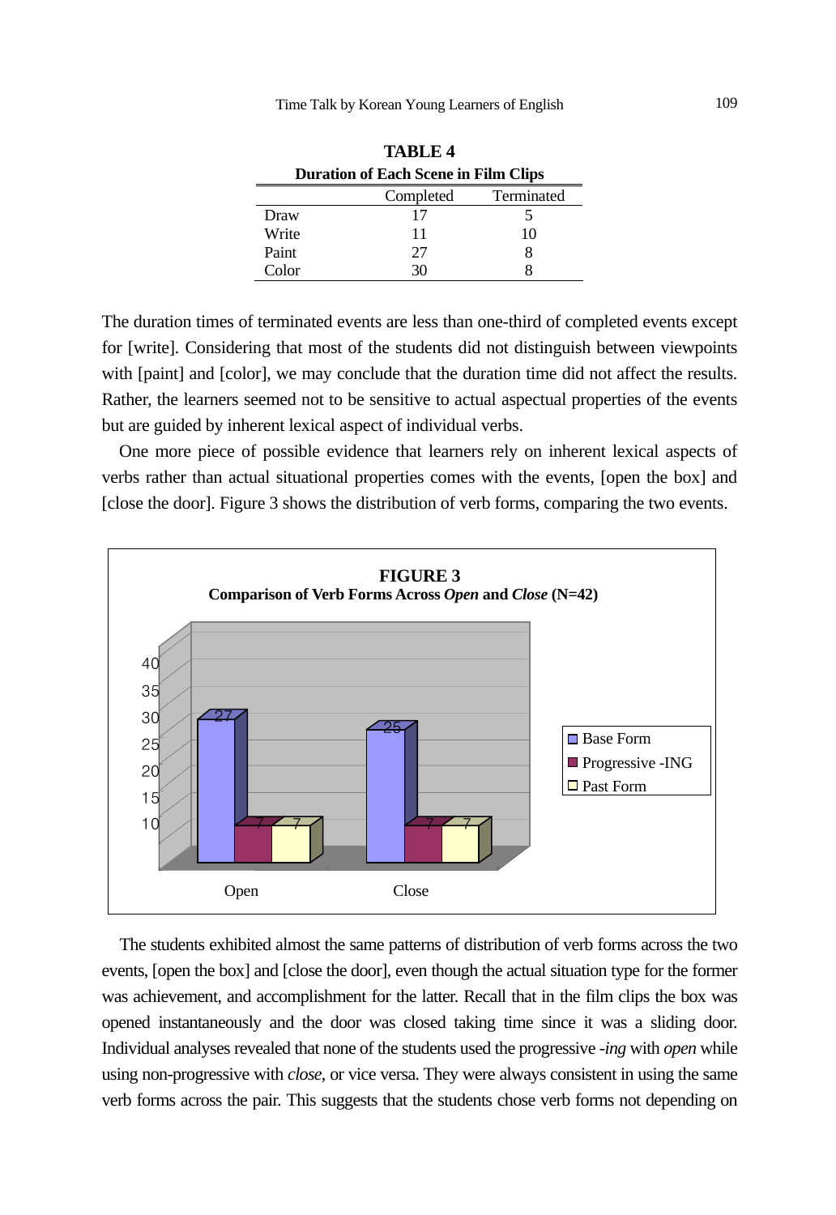**TABLE 4**
**Duration of Each Scene in Film Clips**

| | Completed | Terminated |
|---|---|---|
| Draw | 17 | 5 |
| Write | 11 | 10 |
| Paint | 27 | 8 |
| Color | 30 | 8 |

The duration times of terminated events are less than one-third of completed events except for [write]. Considering that most of the students did not distinguish between viewpoints with [paint] and [color], we may conclude that the duration time did not affect the results. Rather, the learners seemed not to be sensitive to actual aspectual properties of the events but are guided by inherent lexical aspect of individual verbs.

One more piece of possible evidence that learners rely on inherent lexical aspects of verbs rather than actual situational properties comes with the events, [open the box] and [close the door]. Figure 3 shows the distribution of verb forms, comparing the two events.

**FIGURE 3**
**Comparison of Verb Forms Across *Open* and *Close* (N=42)**

| | Base Form | Progressive -ING | Past Form |
|---|---|---|---|
| Open | 27 | 7 | 7 |
| Close | 25 | 7 | 7 |

The students exhibited almost the same patterns of distribution of verb forms across the two events, [open the box] and [close the door], even though the actual situation type for the former was achievement, and accomplishment for the latter. Recall that in the film clips the box was opened instantaneously and the door was closed taking time since it was a sliding door. Individual analyses revealed that none of the students used the progressive *-ing* with *open* while using non-progressive with *close*, or vice versa. They were always consistent in using the same verb forms across the pair. This suggests that the students chose verb forms not depending on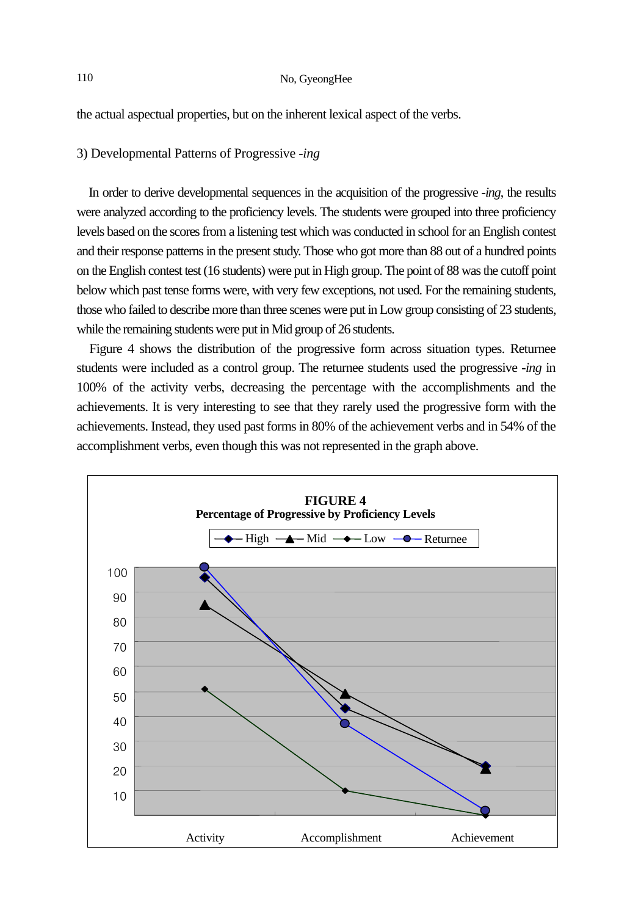the actual aspectual properties, but on the inherent lexical aspect of the verbs.

### 3) Developmental Patterns of Progressive *-ing*

In order to derive developmental sequences in the acquisition of the progressive *-ing*, the results were analyzed according to the proficiency levels. The students were grouped into three proficiency levels based on the scores from a listening test which was conducted in school for an English contest and their response patterns in the present study. Those who got more than 88 out of a hundred points on the English contest test (16 students) were put in High group. The point of 88 was the cutoff point below which past tense forms were, with very few exceptions, not used. For the remaining students, those who failed to describe more than three scenes were put in Low group consisting of 23 students, while the remaining students were put in Mid group of 26 students.

Figure 4 shows the distribution of the progressive form across situation types. Returnee students were included as a control group. The returnee students used the progressive *-ing* in 100% of the activity verbs, decreasing the percentage with the accomplishments and the achievements. It is very interesting to see that they rarely used the progressive form with the achievements. Instead, they used past forms in 80% of the achievement verbs and in 54% of the accomplishment verbs, even though this was not represented in the graph above.

**FIGURE 4**
**Percentage of Progressive by Proficiency Levels**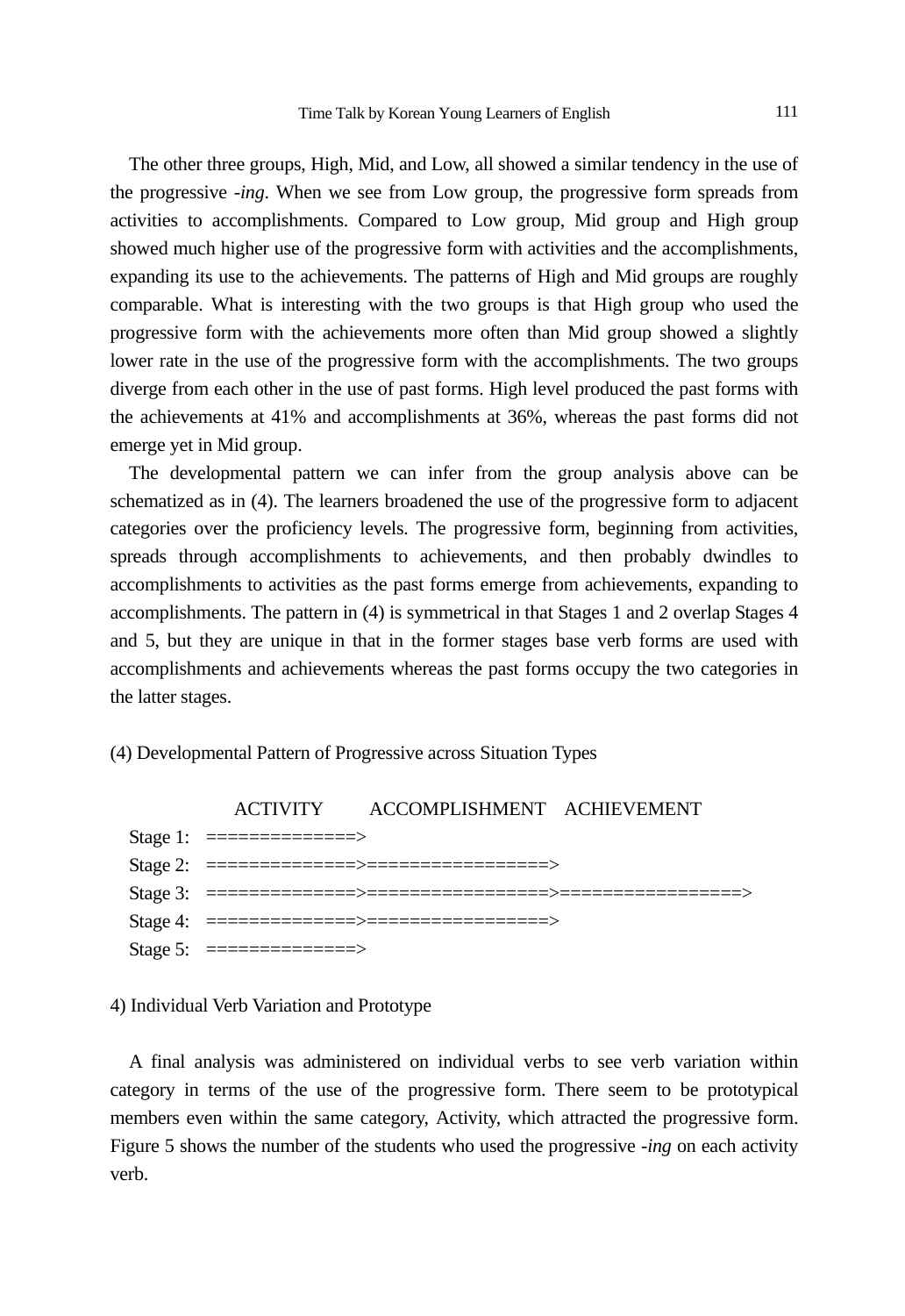The other three groups, High, Mid, and Low, all showed a similar tendency in the use of the progressive *-ing*. When we see from Low group, the progressive form spreads from activities to accomplishments. Compared to Low group, Mid group and High group showed much higher use of the progressive form with activities and the accomplishments, expanding its use to the achievements. The patterns of High and Mid groups are roughly comparable. What is interesting with the two groups is that High group who used the progressive form with the achievements more often than Mid group showed a slightly lower rate in the use of the progressive form with the accomplishments. The two groups diverge from each other in the use of past forms. High level produced the past forms with the achievements at 41% and accomplishments at 36%, whereas the past forms did not emerge yet in Mid group.

The developmental pattern we can infer from the group analysis above can be schematized as in (4). The learners broadened the use of the progressive form to adjacent categories over the proficiency levels. The progressive form, beginning from activities, spreads through accomplishments to achievements, and then probably dwindles to accomplishments to activities as the past forms emerge from achievements, expanding to accomplishments. The pattern in (4) is symmetrical in that Stages 1 and 2 overlap Stages 4 and 5, but they are unique in that in the former stages base verb forms are used with accomplishments and achievements whereas the past forms occupy the two categories in the latter stages.

(4) Developmental Pattern of Progressive across Situation Types

```
             ACTIVITY       ACCOMPLISHMENT    ACHIEVEMENT
Stage 1:  ==============>
Stage 2:  ==============>=================>
Stage 3:  ==============>=================>=================>
Stage 4:  ==============>=================>
Stage 5:  ==============>
```

4) Individual Verb Variation and Prototype

A final analysis was administered on individual verbs to see verb variation within category in terms of the use of the progressive form. There seem to be prototypical members even within the same category, Activity, which attracted the progressive form. Figure 5 shows the number of the students who used the progressive *-ing* on each activity verb.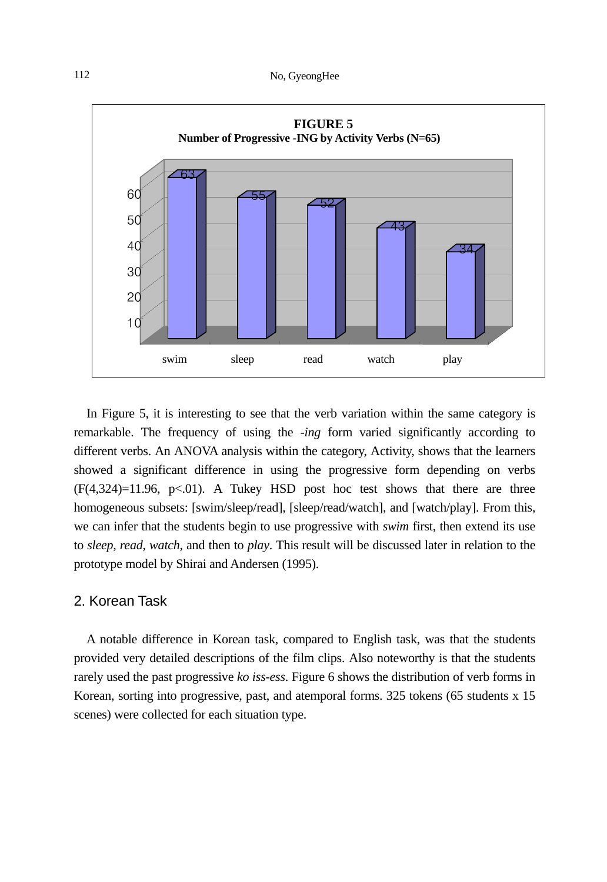**FIGURE 5**
**Number of Progressive -ING by Activity Verbs (N=65)**

| Verb | Number |
|---|---|
| swim | 63 |
| sleep | 55 |
| read | 52 |
| watch | 43 |
| play | 34 |

In Figure 5, it is interesting to see that the verb variation within the same category is remarkable. The frequency of using the *-ing* form varied significantly according to different verbs. An ANOVA analysis within the category, Activity, shows that the learners showed a significant difference in using the progressive form depending on verbs ($F(4,324)=11.96$, $p<.01$). A Tukey HSD post hoc test shows that there are three homogeneous subsets: [swim/sleep/read], [sleep/read/watch], and [watch/play]. From this, we can infer that the students begin to use progressive with *swim* first, then extend its use to *sleep*, *read*, *watch*, and then to *play*. This result will be discussed later in relation to the prototype model by Shirai and Andersen (1995).

## 2. Korean Task

A notable difference in Korean task, compared to English task, was that the students provided very detailed descriptions of the film clips. Also noteworthy is that the students rarely used the past progressive *ko iss-ess*. Figure 6 shows the distribution of verb forms in Korean, sorting into progressive, past, and atemporal forms. 325 tokens (65 students x 15 scenes) were collected for each situation type.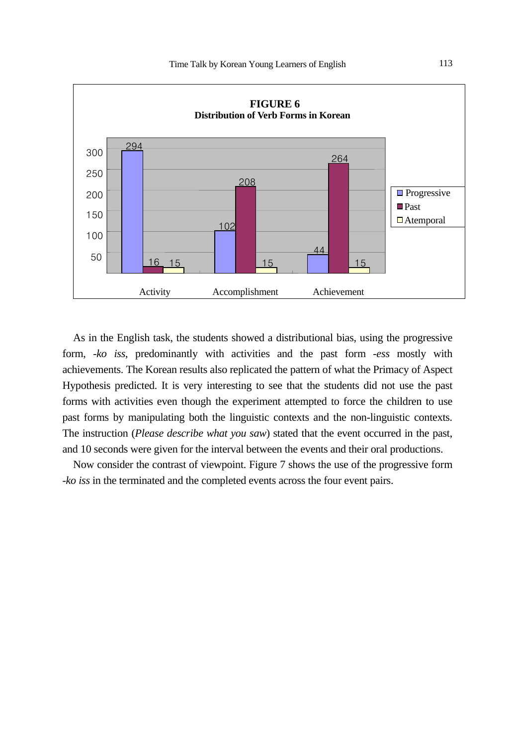**FIGURE 6**
**Distribution of Verb Forms in Korean**

| | Progressive | Past | Atemporal |
|---|---|---|---|
| Activity | 294 | 16 | 15 |
| Accomplishment | 102 | 208 | 15 |
| Achievement | 44 | 264 | 15 |

As in the English task, the students showed a distributional bias, using the progressive form, *-ko iss*, predominantly with activities and the past form *-ess* mostly with achievements. The Korean results also replicated the pattern of what the Primacy of Aspect Hypothesis predicted. It is very interesting to see that the students did not use the past forms with activities even though the experiment attempted to force the children to use past forms by manipulating both the linguistic contexts and the non-linguistic contexts. The instruction (*Please describe what you saw*) stated that the event occurred in the past, and 10 seconds were given for the interval between the events and their oral productions.

Now consider the contrast of viewpoint. Figure 7 shows the use of the progressive form *-ko iss* in the terminated and the completed events across the four event pairs.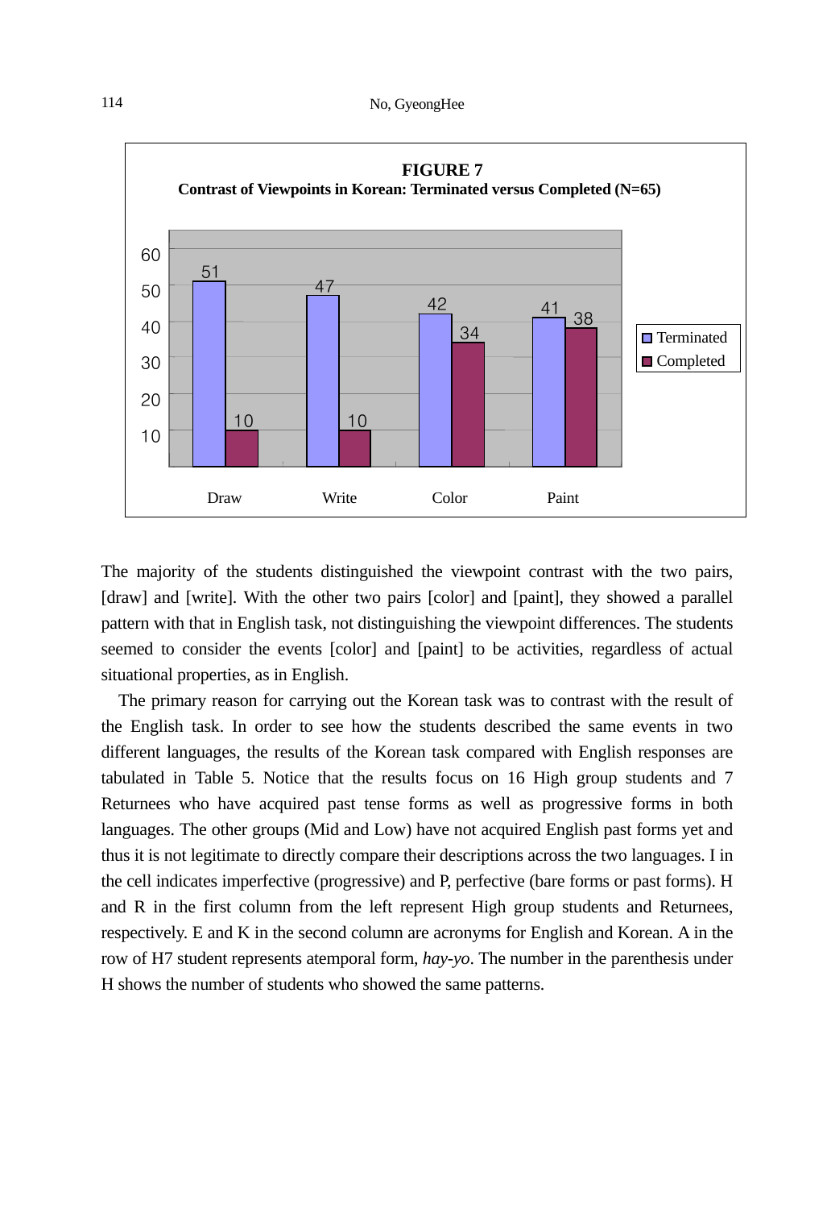**FIGURE 7**
**Contrast of Viewpoints in Korean: Terminated versus Completed (N=65)**

| | Draw | Write | Color | Paint |
|---|---|---|---|---|
| Terminated | 51 | 47 | 42 | 41 |
| Completed | 10 | 10 | 34 | 38 |

The majority of the students distinguished the viewpoint contrast with the two pairs, [draw] and [write]. With the other two pairs [color] and [paint], they showed a parallel pattern with that in English task, not distinguishing the viewpoint differences. The students seemed to consider the events [color] and [paint] to be activities, regardless of actual situational properties, as in English.

The primary reason for carrying out the Korean task was to contrast with the result of the English task. In order to see how the students described the same events in two different languages, the results of the Korean task compared with English responses are tabulated in Table 5. Notice that the results focus on 16 High group students and 7 Returnees who have acquired past tense forms as well as progressive forms in both languages. The other groups (Mid and Low) have not acquired English past forms yet and thus it is not legitimate to directly compare their descriptions across the two languages. I in the cell indicates imperfective (progressive) and P, perfective (bare forms or past forms). H and R in the first column from the left represent High group students and Returnees, respectively. E and K in the second column are acronyms for English and Korean. A in the row of H7 student represents atemporal form, *hay-yo*. The number in the parenthesis under H shows the number of students who showed the same patterns.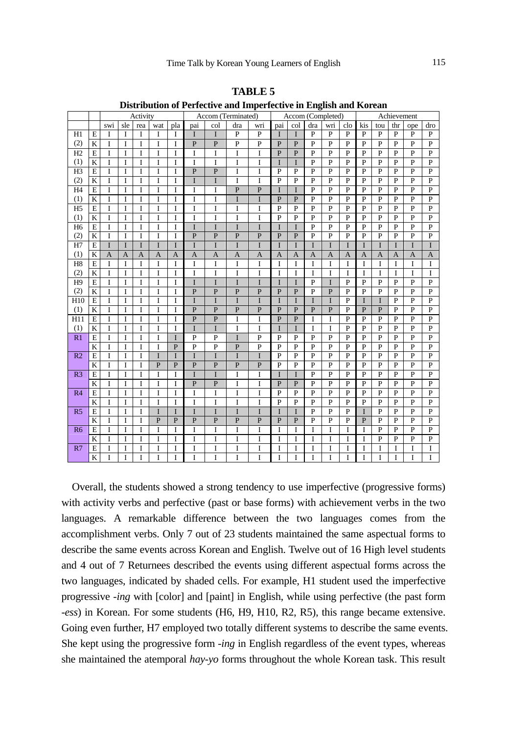**TABLE 5**

**Distribution of Perfective and Imperfective in English and Korean**

| | | Activity | | | | | Accom (Terminated) | | | | Accom (Completed) | | | | | Achievement | | | | |
|---|---|---|---|---|---|---|---|---|---|---|---|---|---|---|---|---|---|---|---|---|
| | | swi | sle | rea | wat | pla | pai | col | dra | wri | pai | col | dra | wri | clo | kis | tou | thr | ope | dro |
| H1 | E | I | I | I | I | I | I | I | P | P | I | I | P | P | P | P | P | P | P | P |
| (2) | K | I | I | I | I | I | P | P | P | P | P | P | P | P | P | P | P | P | P | P |
| H2 | E | I | I | I | I | I | I | I | I | I | P | P | P | P | P | P | P | P | P | P |
| (1) | K | I | I | I | I | I | I | I | I | I | I | I | P | P | P | P | P | P | P | P |
| H3 | E | I | I | I | I | I | P | P | I | I | P | P | P | P | P | P | P | P | P | P |
| (2) | K | I | I | I | I | I | I | I | I | I | P | P | P | P | P | P | P | P | P | P |
| H4 | E | I | I | I | I | I | I | I | P | P | I | I | P | P | P | P | P | P | P | P |
| (1) | K | I | I | I | I | I | I | I | I | I | P | P | P | P | P | P | P | P | P | P |
| H5 | E | I | I | I | I | I | I | I | I | I | P | P | P | P | P | P | P | P | P | P |
| (1) | K | I | I | I | I | I | I | I | I | I | P | P | P | P | P | P | P | P | P | P |
| H6 | E | I | I | I | I | I | I | I | I | I | I | I | P | P | P | P | P | P | P | P |
| (2) | K | I | I | I | I | I | P | P | P | P | P | P | P | P | P | P | P | P | P | P |
| H7 | E | I | I | I | I | I | I | I | I | I | I | I | I | I | I | I | I | I | I | I |
| (1) | K | A | A | A | A | A | A | A | A | A | A | A | A | A | A | A | A | A | A | A |
| H8 | E | I | I | I | I | I | I | I | I | I | I | I | I | I | I | I | I | I | I | I |
| (2) | K | I | I | I | I | I | I | I | I | I | I | I | I | I | I | I | I | I | I | I |
| H9 | E | I | I | I | I | I | I | I | I | I | I | I | P | I | P | P | P | P | P | P |
| (2) | K | I | I | I | I | I | P | P | P | P | P | P | P | P | P | P | P | P | P | P |
| H10 | E | I | I | I | I | I | I | I | I | I | I | I | I | I | P | I | I | P | P | P |
| (1) | K | I | I | I | I | I | P | P | P | P | P | P | P | P | P | P | P | P | P | P |
| H11 | E | I | I | I | I | I | P | P | I | I | P | P | I | I | P | P | P | P | P | P |
| (1) | K | I | I | I | I | I | I | I | I | I | I | I | I | I | P | P | P | P | P | P |
| R1 | E | I | I | I | I | I | P | P | I | P | P | P | P | P | P | P | P | P | P | P |
| | K | I | I | I | I | P | P | P | P | P | P | P | P | P | P | P | P | P | P | P |
| R2 | E | I | I | I | I | I | I | I | I | I | P | P | P | P | P | P | P | P | P | P |
| | K | I | I | I | P | P | P | P | P | P | P | P | P | P | P | P | P | P | P | P |
| R3 | E | I | I | I | I | I | I | I | I | I | I | I | P | P | P | P | P | P | P | P |
| | K | I | I | I | I | I | P | P | I | I | P | P | P | P | P | P | P | P | P | P |
| R4 | E | I | I | I | I | I | I | I | I | I | P | P | P | P | P | P | P | P | P | P |
| | K | I | I | I | I | I | I | I | I | I | P | P | P | P | P | P | P | P | P | P |
| R5 | E | I | I | I | I | I | I | I | I | I | I | I | P | P | P | I | P | P | P | P |
| | K | I | I | I | P | P | P | P | P | P | P | P | P | P | P | P | P | P | P | P |
| R6 | E | I | I | I | I | I | I | I | I | I | I | I | I | I | I | I | P | P | P | P |
| | K | I | I | I | I | I | I | I | I | I | I | I | I | I | I | I | P | P | P | P |
| R7 | E | I | I | I | I | I | I | I | I | I | I | I | I | I | I | I | I | I | I | I |
| | K | I | I | I | I | I | I | I | I | I | I | I | I | I | I | I | I | I | I | I |

Overall, the students showed a strong tendency to use imperfective (progressive forms) with activity verbs and perfective (past or base forms) with achievement verbs in the two languages. A remarkable difference between the two languages comes from the accomplishment verbs. Only 7 out of 23 students maintained the same aspectual forms to describe the same events across Korean and English. Twelve out of 16 High level students and 4 out of 7 Returnees described the events using different aspectual forms across the two languages, indicated by shaded cells. For example, H1 student used the imperfective progressive *-ing* with [color] and [paint] in English, while using perfective (the past form *-ess*) in Korean. For some students (H6, H9, H10, R2, R5), this range became extensive. Going even further, H7 employed two totally different systems to describe the same events. She kept using the progressive form *-ing* in English regardless of the event types, whereas she maintained the atemporal *hay-yo* forms throughout the whole Korean task. This result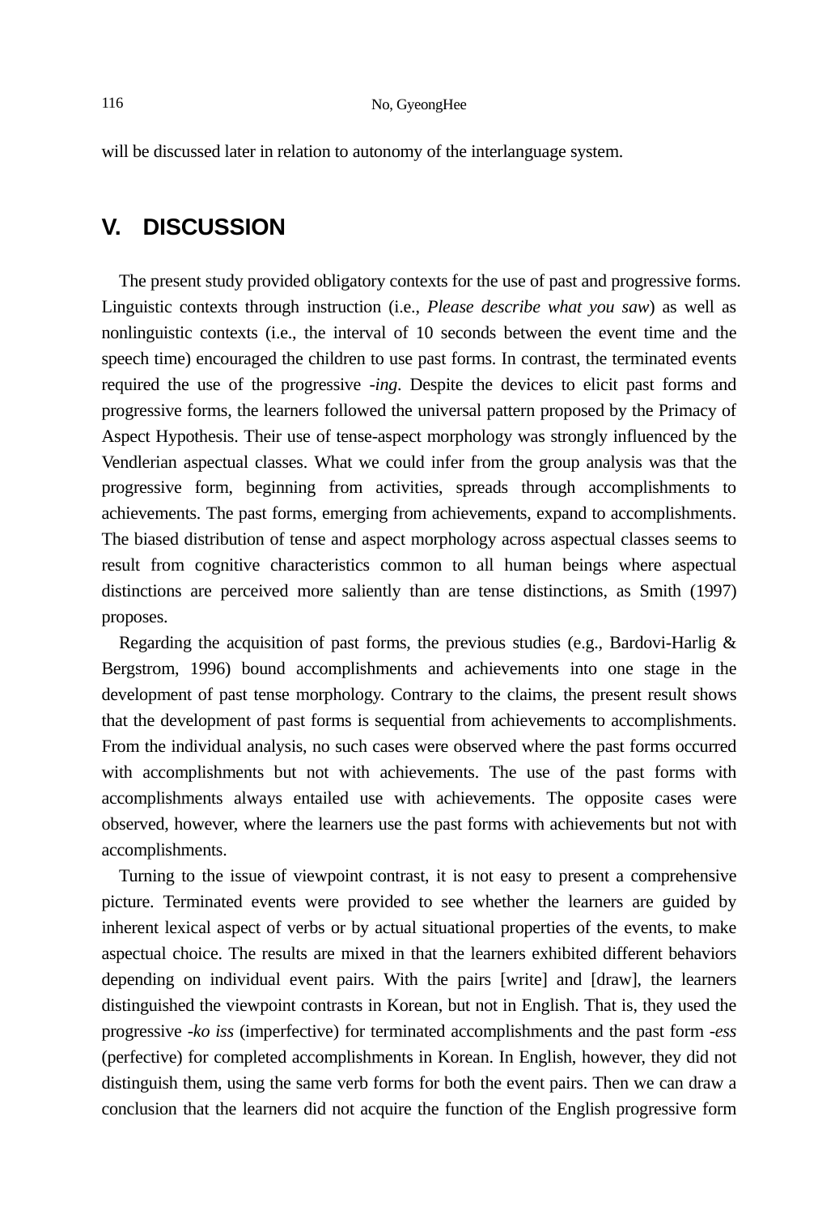will be discussed later in relation to autonomy of the interlanguage system.

## V. DISCUSSION

The present study provided obligatory contexts for the use of past and progressive forms. Linguistic contexts through instruction (i.e., *Please describe what you saw*) as well as nonlinguistic contexts (i.e., the interval of 10 seconds between the event time and the speech time) encouraged the children to use past forms. In contrast, the terminated events required the use of the progressive *-ing*. Despite the devices to elicit past forms and progressive forms, the learners followed the universal pattern proposed by the Primacy of Aspect Hypothesis. Their use of tense-aspect morphology was strongly influenced by the Vendlerian aspectual classes. What we could infer from the group analysis was that the progressive form, beginning from activities, spreads through accomplishments to achievements. The past forms, emerging from achievements, expand to accomplishments. The biased distribution of tense and aspect morphology across aspectual classes seems to result from cognitive characteristics common to all human beings where aspectual distinctions are perceived more saliently than are tense distinctions, as Smith (1997) proposes.

Regarding the acquisition of past forms, the previous studies (e.g., Bardovi-Harlig & Bergstrom, 1996) bound accomplishments and achievements into one stage in the development of past tense morphology. Contrary to the claims, the present result shows that the development of past forms is sequential from achievements to accomplishments. From the individual analysis, no such cases were observed where the past forms occurred with accomplishments but not with achievements. The use of the past forms with accomplishments always entailed use with achievements. The opposite cases were observed, however, where the learners use the past forms with achievements but not with accomplishments.

Turning to the issue of viewpoint contrast, it is not easy to present a comprehensive picture. Terminated events were provided to see whether the learners are guided by inherent lexical aspect of verbs or by actual situational properties of the events, to make aspectual choice. The results are mixed in that the learners exhibited different behaviors depending on individual event pairs. With the pairs [write] and [draw], the learners distinguished the viewpoint contrasts in Korean, but not in English. That is, they used the progressive *-ko iss* (imperfective) for terminated accomplishments and the past form *-ess* (perfective) for completed accomplishments in Korean. In English, however, they did not distinguish them, using the same verb forms for both the event pairs. Then we can draw a conclusion that the learners did not acquire the function of the English progressive form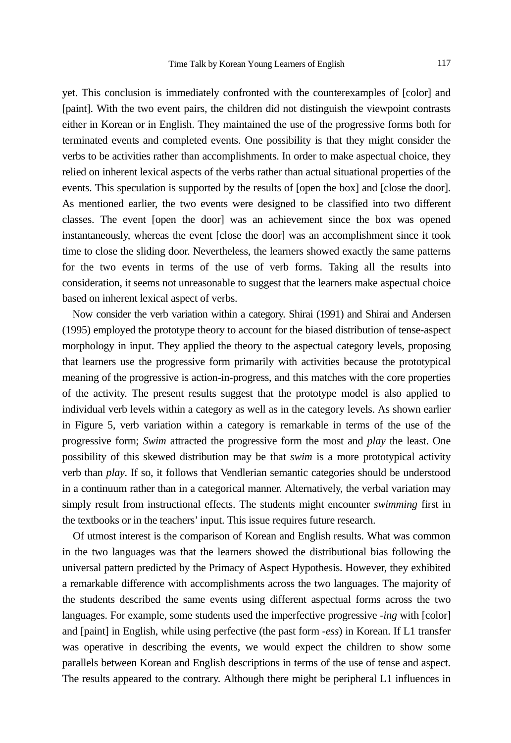yet. This conclusion is immediately confronted with the counterexamples of [color] and [paint]. With the two event pairs, the children did not distinguish the viewpoint contrasts either in Korean or in English. They maintained the use of the progressive forms both for terminated events and completed events. One possibility is that they might consider the verbs to be activities rather than accomplishments. In order to make aspectual choice, they relied on inherent lexical aspects of the verbs rather than actual situational properties of the events. This speculation is supported by the results of [open the box] and [close the door]. As mentioned earlier, the two events were designed to be classified into two different classes. The event [open the door] was an achievement since the box was opened instantaneously, whereas the event [close the door] was an accomplishment since it took time to close the sliding door. Nevertheless, the learners showed exactly the same patterns for the two events in terms of the use of verb forms. Taking all the results into consideration, it seems not unreasonable to suggest that the learners make aspectual choice based on inherent lexical aspect of verbs.

Now consider the verb variation within a category. Shirai (1991) and Shirai and Andersen (1995) employed the prototype theory to account for the biased distribution of tense-aspect morphology in input. They applied the theory to the aspectual category levels, proposing that learners use the progressive form primarily with activities because the prototypical meaning of the progressive is action-in-progress, and this matches with the core properties of the activity. The present results suggest that the prototype model is also applied to individual verb levels within a category as well as in the category levels. As shown earlier in Figure 5, verb variation within a category is remarkable in terms of the use of the progressive form; *Swim* attracted the progressive form the most and *play* the least. One possibility of this skewed distribution may be that *swim* is a more prototypical activity verb than *play*. If so, it follows that Vendlerian semantic categories should be understood in a continuum rather than in a categorical manner. Alternatively, the verbal variation may simply result from instructional effects. The students might encounter *swimming* first in the textbooks or in the teachers' input. This issue requires future research.

Of utmost interest is the comparison of Korean and English results. What was common in the two languages was that the learners showed the distributional bias following the universal pattern predicted by the Primacy of Aspect Hypothesis. However, they exhibited a remarkable difference with accomplishments across the two languages. The majority of the students described the same events using different aspectual forms across the two languages. For example, some students used the imperfective progressive *-ing* with [color] and [paint] in English, while using perfective (the past form *-ess*) in Korean. If L1 transfer was operative in describing the events, we would expect the children to show some parallels between Korean and English descriptions in terms of the use of tense and aspect. The results appeared to the contrary. Although there might be peripheral L1 influences in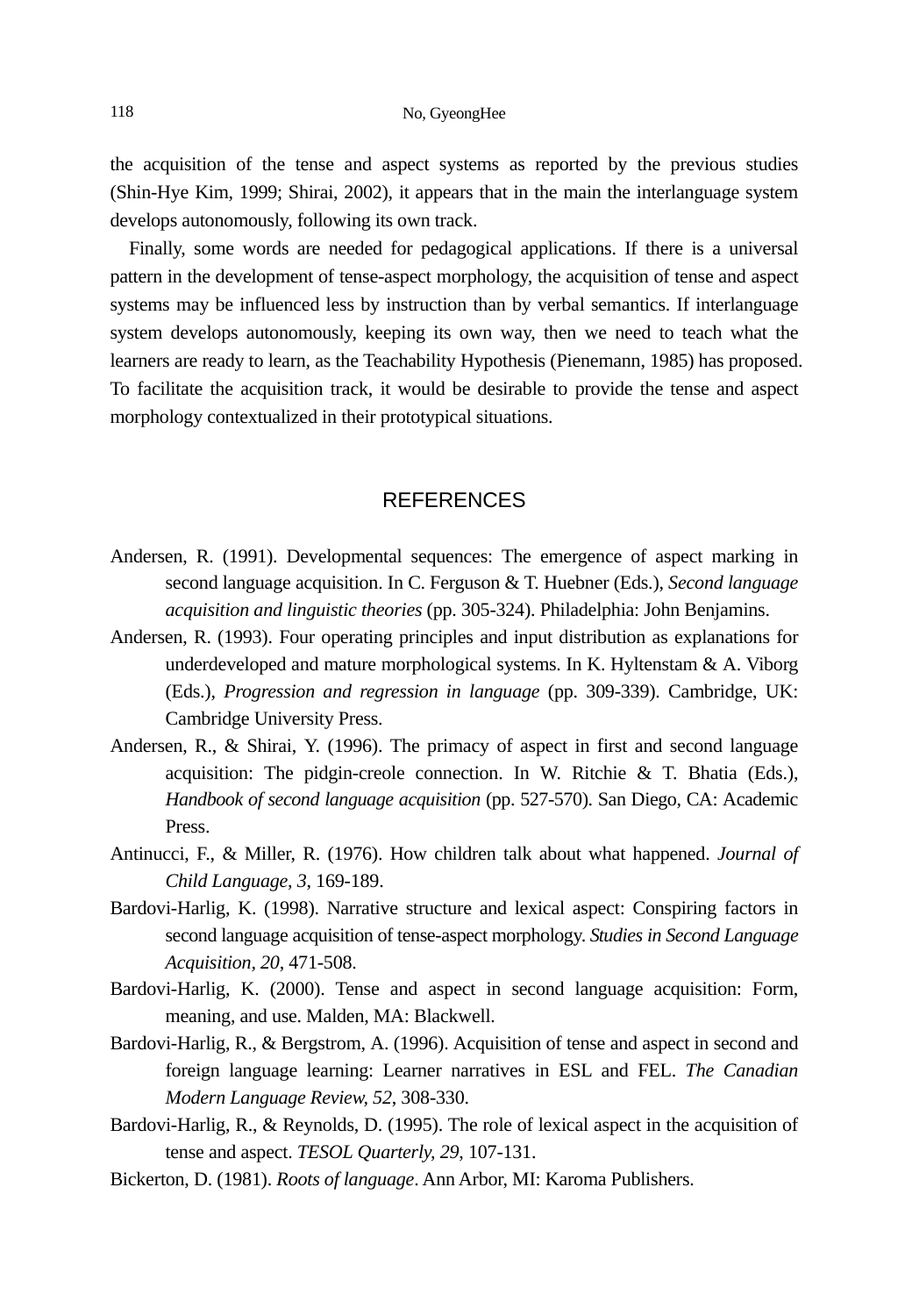the acquisition of the tense and aspect systems as reported by the previous studies (Shin-Hye Kim, 1999; Shirai, 2002), it appears that in the main the interlanguage system develops autonomously, following its own track.

Finally, some words are needed for pedagogical applications. If there is a universal pattern in the development of tense-aspect morphology, the acquisition of tense and aspect systems may be influenced less by instruction than by verbal semantics. If interlanguage system develops autonomously, keeping its own way, then we need to teach what the learners are ready to learn, as the Teachability Hypothesis (Pienemann, 1985) has proposed. To facilitate the acquisition track, it would be desirable to provide the tense and aspect morphology contextualized in their prototypical situations.

## REFERENCES

Andersen, R. (1991). Developmental sequences: The emergence of aspect marking in second language acquisition. In C. Ferguson & T. Huebner (Eds.), *Second language acquisition and linguistic theories* (pp. 305-324). Philadelphia: John Benjamins.

Andersen, R. (1993). Four operating principles and input distribution as explanations for underdeveloped and mature morphological systems. In K. Hyltenstam & A. Viborg (Eds.), *Progression and regression in language* (pp. 309-339). Cambridge, UK: Cambridge University Press.

Andersen, R., & Shirai, Y. (1996). The primacy of aspect in first and second language acquisition: The pidgin-creole connection. In W. Ritchie & T. Bhatia (Eds.), *Handbook of second language acquisition* (pp. 527-570). San Diego, CA: Academic Press.

Antinucci, F., & Miller, R. (1976). How children talk about what happened. *Journal of Child Language, 3*, 169-189.

Bardovi-Harlig, K. (1998). Narrative structure and lexical aspect: Conspiring factors in second language acquisition of tense-aspect morphology. *Studies in Second Language Acquisition, 20*, 471-508.

Bardovi-Harlig, K. (2000). Tense and aspect in second language acquisition: Form, meaning, and use. Malden, MA: Blackwell.

Bardovi-Harlig, R., & Bergstrom, A. (1996). Acquisition of tense and aspect in second and foreign language learning: Learner narratives in ESL and FEL. *The Canadian Modern Language Review, 52*, 308-330.

Bardovi-Harlig, R., & Reynolds, D. (1995). The role of lexical aspect in the acquisition of tense and aspect. *TESOL Quarterly, 29*, 107-131.

Bickerton, D. (1981). *Roots of language*. Ann Arbor, MI: Karoma Publishers.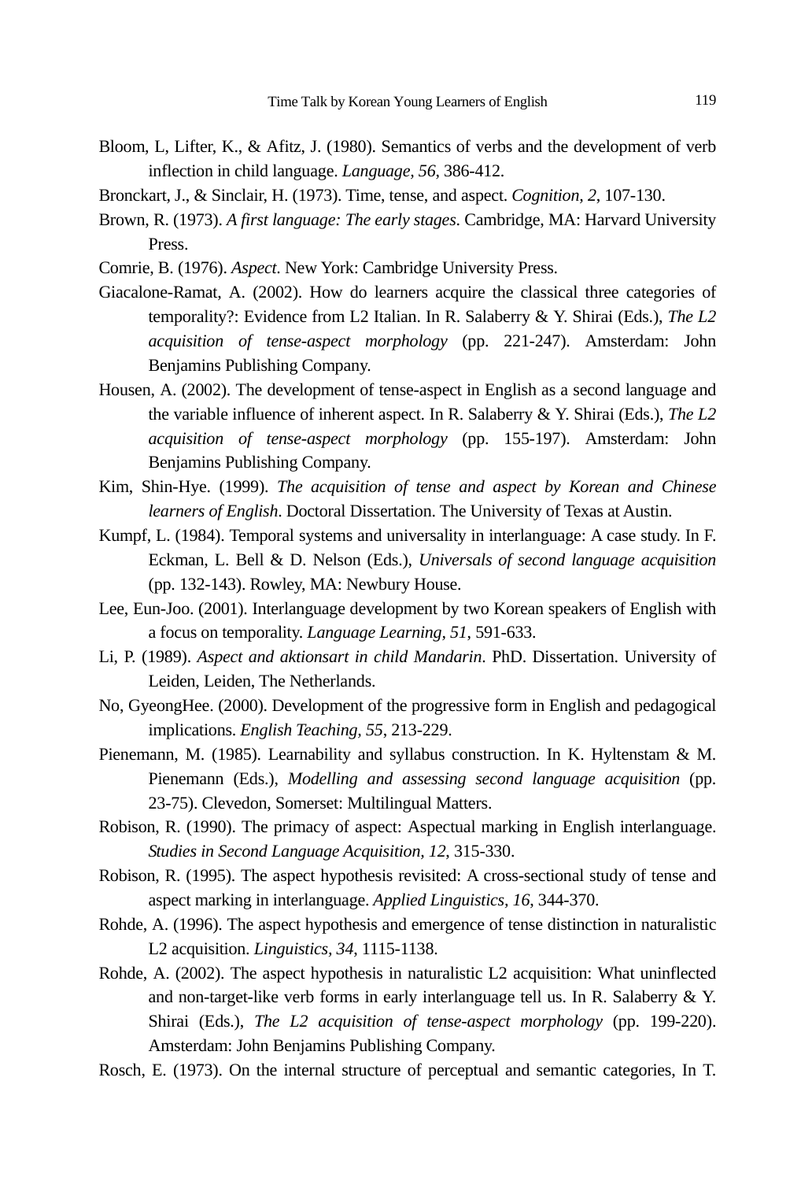Bloom, L, Lifter, K., & Afitz, J. (1980). Semantics of verbs and the development of verb inflection in child language. *Language, 56*, 386-412.

Bronckart, J., & Sinclair, H. (1973). Time, tense, and aspect. *Cognition, 2*, 107-130.

Brown, R. (1973). *A first language: The early stages*. Cambridge, MA: Harvard University Press.

Comrie, B. (1976). *Aspect*. New York: Cambridge University Press.

Giacalone-Ramat, A. (2002). How do learners acquire the classical three categories of temporality?: Evidence from L2 Italian. In R. Salaberry & Y. Shirai (Eds.), *The L2 acquisition of tense-aspect morphology* (pp. 221-247). Amsterdam: John Benjamins Publishing Company.

Housen, A. (2002). The development of tense-aspect in English as a second language and the variable influence of inherent aspect. In R. Salaberry & Y. Shirai (Eds.), *The L2 acquisition of tense-aspect morphology* (pp. 155-197). Amsterdam: John Benjamins Publishing Company.

Kim, Shin-Hye. (1999). *The acquisition of tense and aspect by Korean and Chinese learners of English*. Doctoral Dissertation. The University of Texas at Austin.

Kumpf, L. (1984). Temporal systems and universality in interlanguage: A case study. In F. Eckman, L. Bell & D. Nelson (Eds.), *Universals of second language acquisition* (pp. 132-143). Rowley, MA: Newbury House.

Lee, Eun-Joo. (2001). Interlanguage development by two Korean speakers of English with a focus on temporality. *Language Learning, 51*, 591-633.

Li, P. (1989). *Aspect and aktionsart in child Mandarin*. PhD. Dissertation. University of Leiden, Leiden, The Netherlands.

No, GyeongHee. (2000). Development of the progressive form in English and pedagogical implications. *English Teaching, 55*, 213-229.

Pienemann, M. (1985). Learnability and syllabus construction. In K. Hyltenstam & M. Pienemann (Eds.), *Modelling and assessing second language acquisition* (pp. 23-75). Clevedon, Somerset: Multilingual Matters.

Robison, R. (1990). The primacy of aspect: Aspectual marking in English interlanguage. *Studies in Second Language Acquisition, 12*, 315-330.

Robison, R. (1995). The aspect hypothesis revisited: A cross-sectional study of tense and aspect marking in interlanguage. *Applied Linguistics, 16*, 344-370.

Rohde, A. (1996). The aspect hypothesis and emergence of tense distinction in naturalistic L2 acquisition. *Linguistics, 34*, 1115-1138.

Rohde, A. (2002). The aspect hypothesis in naturalistic L2 acquisition: What uninflected and non-target-like verb forms in early interlanguage tell us. In R. Salaberry & Y. Shirai (Eds.), *The L2 acquisition of tense-aspect morphology* (pp. 199-220). Amsterdam: John Benjamins Publishing Company.

Rosch, E. (1973). On the internal structure of perceptual and semantic categories, In T.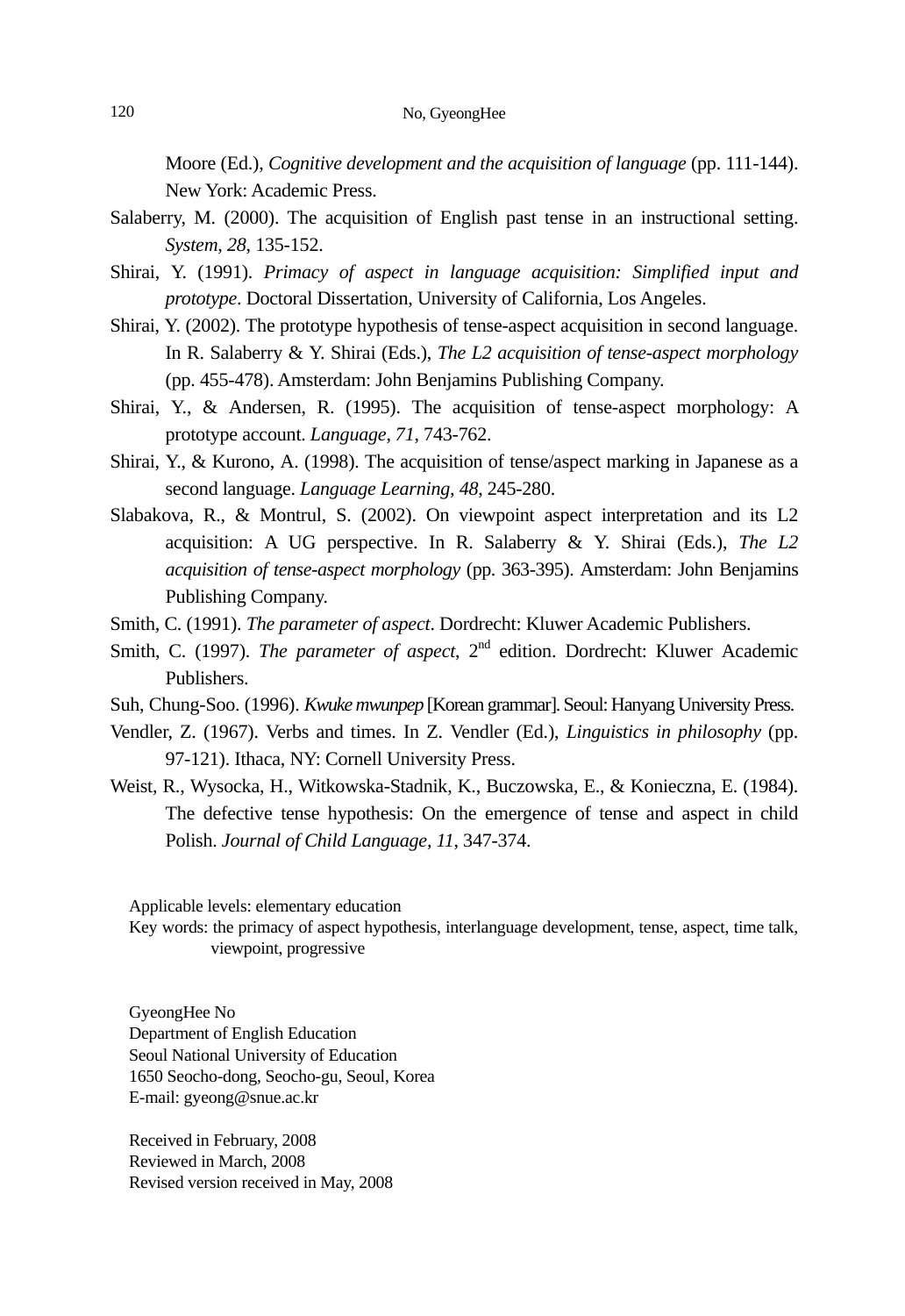Moore (Ed.), *Cognitive development and the acquisition of language* (pp. 111-144). New York: Academic Press.

Salaberry, M. (2000). The acquisition of English past tense in an instructional setting. *System, 28*, 135-152.

Shirai, Y. (1991). *Primacy of aspect in language acquisition: Simplified input and prototype*. Doctoral Dissertation, University of California, Los Angeles.

Shirai, Y. (2002). The prototype hypothesis of tense-aspect acquisition in second language. In R. Salaberry & Y. Shirai (Eds.), *The L2 acquisition of tense-aspect morphology* (pp. 455-478). Amsterdam: John Benjamins Publishing Company.

Shirai, Y., & Andersen, R. (1995). The acquisition of tense-aspect morphology: A prototype account. *Language, 71*, 743-762.

Shirai, Y., & Kurono, A. (1998). The acquisition of tense/aspect marking in Japanese as a second language. *Language Learning, 48*, 245-280.

Slabakova, R., & Montrul, S. (2002). On viewpoint aspect interpretation and its L2 acquisition: A UG perspective. In R. Salaberry & Y. Shirai (Eds.), *The L2 acquisition of tense-aspect morphology* (pp. 363-395). Amsterdam: John Benjamins Publishing Company.

Smith, C. (1991). *The parameter of aspect*. Dordrecht: Kluwer Academic Publishers.

Smith, C. (1997). *The parameter of aspect*, 2nd edition. Dordrecht: Kluwer Academic Publishers.

Suh, Chung-Soo. (1996). *Kwuke mwunpep* [Korean grammar]. Seoul: Hanyang University Press.

Vendler, Z. (1967). Verbs and times. In Z. Vendler (Ed.), *Linguistics in philosophy* (pp. 97-121). Ithaca, NY: Cornell University Press.

Weist, R., Wysocka, H., Witkowska-Stadnik, K., Buczowska, E., & Konieczna, E. (1984). The defective tense hypothesis: On the emergence of tense and aspect in child Polish. *Journal of Child Language, 11*, 347-374.

Applicable levels: elementary education
Key words: the primacy of aspect hypothesis, interlanguage development, tense, aspect, time talk, viewpoint, progressive

GyeongHee No
Department of English Education
Seoul National University of Education
1650 Seocho-dong, Seocho-gu, Seoul, Korea
E-mail: gyeong@snue.ac.kr

Received in February, 2008
Reviewed in March, 2008
Revised version received in May, 2008